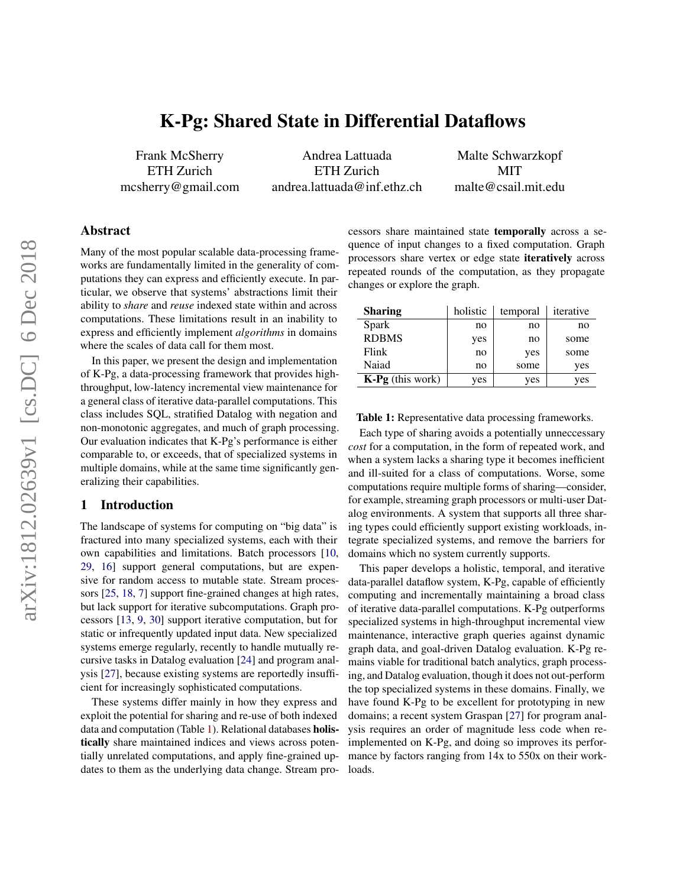# K-Pg: Shared State in Differential Dataflows

Frank McSherry
ETH Zurich
mcsherry@gmail.com

Andrea Lattuada
ETH Zurich
andrea.lattuada@inf.ethz.ch

Malte Schwarzkopf
MIT
malte@csail.mit.edu

## Abstract

Many of the most popular scalable data-processing frameworks are fundamentally limited in the generality of computations they can express and efficiently execute. In particular, we observe that systems' abstractions limit their ability to *share* and *reuse* indexed state within and across computations. These limitations result in an inability to express and efficiently implement *algorithms* in domains where the scales of data call for them most.

In this paper, we present the design and implementation of K-Pg, a data-processing framework that provides high-throughput, low-latency incremental view maintenance for a general class of iterative data-parallel computations. This class includes SQL, stratified Datalog with negation and non-monotonic aggregates, and much of graph processing. Our evaluation indicates that K-Pg's performance is either comparable to, or exceeds, that of specialized systems in multiple domains, while at the same time significantly generalizing their capabilities.

## 1 Introduction

The landscape of systems for computing on "big data" is fractured into many specialized systems, each with their own capabilities and limitations. Batch processors [10, 29, 16] support general computations, but are expensive for random access to mutable state. Stream processors [25, 18, 7] support fine-grained changes at high rates, but lack support for iterative subcomputations. Graph processors [13, 9, 30] support iterative computation, but for static or infrequently updated input data. New specialized systems emerge regularly, recently to handle mutually recursive tasks in Datalog evaluation [24] and program analysis [27], because existing systems are reportedly insufficient for increasingly sophisticated computations.

These systems differ mainly in how they express and exploit the potential for sharing and re-use of both indexed data and computation (Table 1). Relational databases **holistically** share maintained indices and views across potentially unrelated computations, and apply fine-grained updates to them as the underlying data change. Stream processors share maintained state **temporally** across a sequence of input changes to a fixed computation. Graph processors share vertex or edge state **iteratively** across repeated rounds of the computation, as they propagate changes or explore the graph.

| **Sharing** | holistic | temporal | iterative |
|---|---|---|---|
| Spark | no | no | no |
| RDBMS | yes | no | some |
| Flink | no | yes | some |
| Naiad | no | some | yes |
| **K-Pg** (this work) | yes | yes | yes |

**Table 1:** Representative data processing frameworks.

Each type of sharing avoids a potentially unneccessary *cost* for a computation, in the form of repeated work, and when a system lacks a sharing type it becomes inefficient and ill-suited for a class of computations. Worse, some computations require multiple forms of sharing—consider, for example, streaming graph processors or multi-user Datalog environments. A system that supports all three sharing types could efficiently support existing workloads, integrate specialized systems, and remove the barriers for domains which no system currently supports.

This paper develops a holistic, temporal, and iterative data-parallel dataflow system, K-Pg, capable of efficiently computing and incrementally maintaining a broad class of iterative data-parallel computations. K-Pg outperforms specialized systems in high-throughput incremental view maintenance, interactive graph queries against dynamic graph data, and goal-driven Datalog evaluation. K-Pg remains viable for traditional batch analytics, graph processing, and Datalog evaluation, though it does not out-perform the top specialized systems in these domains. Finally, we have found K-Pg to be excellent for prototyping in new domains; a recent system Graspan [27] for program analysis requires an order of magnitude less code when reimplemented on K-Pg, and doing so improves its performance by factors ranging from 14x to 550x on their workloads.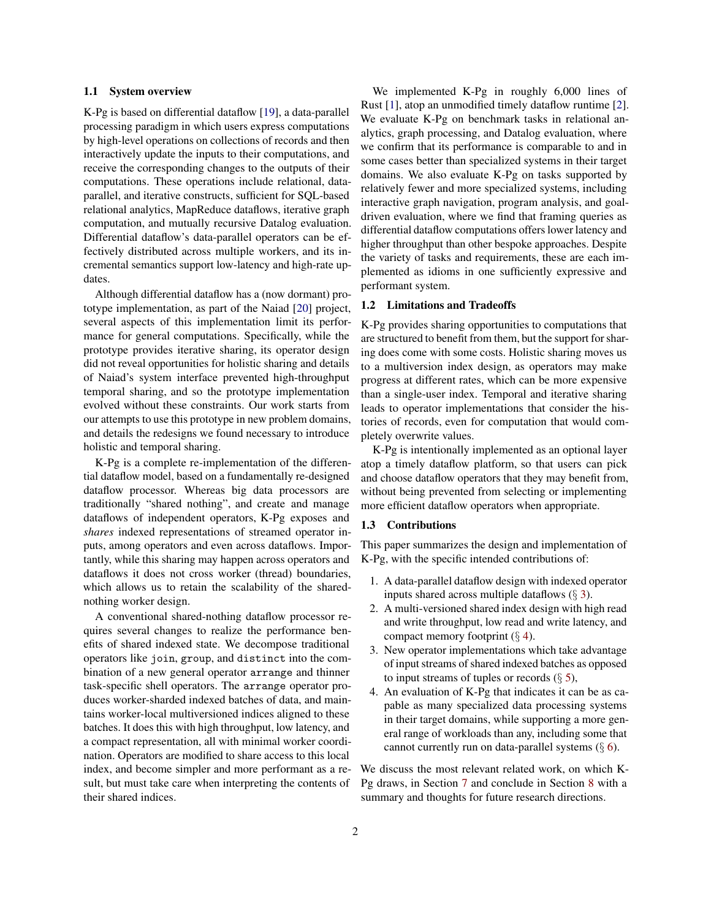### 1.1 System overview

K-Pg is based on differential dataflow [19], a data-parallel processing paradigm in which users express computations by high-level operations on collections of records and then interactively update the inputs to their computations, and receive the corresponding changes to the outputs of their computations. These operations include relational, data-parallel, and iterative constructs, sufficient for SQL-based relational analytics, MapReduce dataflows, iterative graph computation, and mutually recursive Datalog evaluation. Differential dataflow's data-parallel operators can be effectively distributed across multiple workers, and its incremental semantics support low-latency and high-rate updates.

Although differential dataflow has a (now dormant) prototype implementation, as part of the Naiad [20] project, several aspects of this implementation limit its performance for general computations. Specifically, while the prototype provides iterative sharing, its operator design did not reveal opportunities for holistic sharing and details of Naiad's system interface prevented high-throughput temporal sharing, and so the prototype implementation evolved without these constraints. Our work starts from our attempts to use this prototype in new problem domains, and details the redesigns we found necessary to introduce holistic and temporal sharing.

K-Pg is a complete re-implementation of the differential dataflow model, based on a fundamentally re-designed dataflow processor. Whereas big data processors are traditionally "shared nothing", and create and manage dataflows of independent operators, K-Pg exposes and *shares* indexed representations of streamed operator inputs, among operators and even across dataflows. Importantly, while this sharing may happen across operators and dataflows it does not cross worker (thread) boundaries, which allows us to retain the scalability of the shared-nothing worker design.

A conventional shared-nothing dataflow processor requires several changes to realize the performance benefits of shared indexed state. We decompose traditional operators like `join`, `group`, and `distinct` into the combination of a new general operator `arrange` and thinner task-specific shell operators. The `arrange` operator produces worker-sharded indexed batches of data, and maintains worker-local multiversioned indices aligned to these batches. It does this with high throughput, low latency, and a compact representation, all with minimal worker coordination. Operators are modified to share access to this local index, and become simpler and more performant as a result, but must take care when interpreting the contents of their shared indices.

We implemented K-Pg in roughly 6,000 lines of Rust [1], atop an unmodified timely dataflow runtime [2]. We evaluate K-Pg on benchmark tasks in relational analytics, graph processing, and Datalog evaluation, where we confirm that its performance is comparable to and in some cases better than specialized systems in their target domains. We also evaluate K-Pg on tasks supported by relatively fewer and more specialized systems, including interactive graph navigation, program analysis, and goal-driven evaluation, where we find that framing queries as differential dataflow computations offers lower latency and higher throughput than other bespoke approaches. Despite the variety of tasks and requirements, these are each implemented as idioms in one sufficiently expressive and performant system.

### 1.2 Limitations and Tradeoffs

K-Pg provides sharing opportunities to computations that are structured to benefit from them, but the support for sharing does come with some costs. Holistic sharing moves us to a multiversion index design, as operators may make progress at different rates, which can be more expensive than a single-user index. Temporal and iterative sharing leads to operator implementations that consider the histories of records, even for computation that would completely overwrite values.

K-Pg is intentionally implemented as an optional layer atop a timely dataflow platform, so that users can pick and choose dataflow operators that they may benefit from, without being prevented from selecting or implementing more efficient dataflow operators when appropriate.

### 1.3 Contributions

This paper summarizes the design and implementation of K-Pg, with the specific intended contributions of:

1. A data-parallel dataflow design with indexed operator inputs shared across multiple dataflows (§ 3).
2. A multi-versioned shared index design with high read and write throughput, low read and write latency, and compact memory footprint (§ 4).
3. New operator implementations which take advantage of input streams of shared indexed batches as opposed to input streams of tuples or records (§ 5),
4. An evaluation of K-Pg that indicates it can be as capable as many specialized data processing systems in their target domains, while supporting a more general range of workloads than any, including some that cannot currently run on data-parallel systems (§ 6).

We discuss the most relevant related work, on which K-Pg draws, in Section 7 and conclude in Section 8 with a summary and thoughts for future research directions.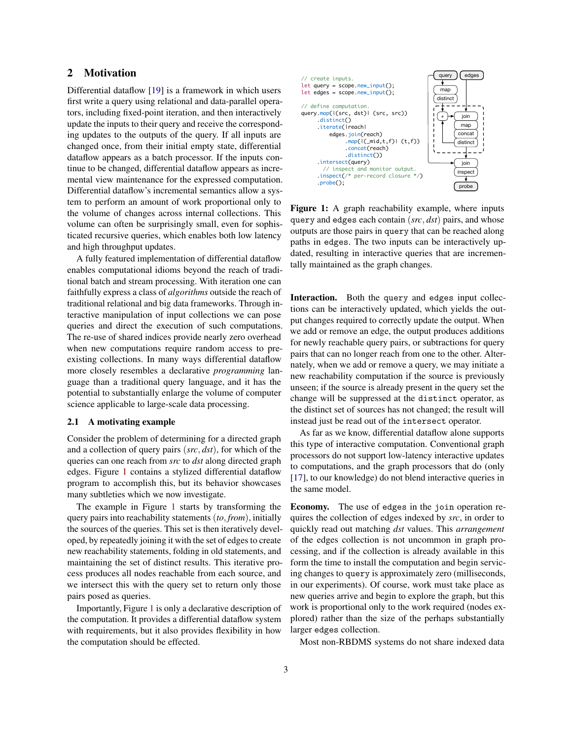## 2 Motivation

Differential dataflow [19] is a framework in which users first write a query using relational and data-parallel operators, including fixed-point iteration, and then interactively update the inputs to their query and receive the corresponding updates to the outputs of the query. If all inputs are changed once, from their initial empty state, differential dataflow appears as a batch processor. If the inputs continue to be changed, differential dataflow appears as incremental view maintenance for the expressed computation. Differential dataflow's incremental semantics allow a system to perform an amount of work proportional only to the volume of changes across internal collections. This volume can often be surprisingly small, even for sophisticated recursive queries, which enables both low latency and high throughput updates.

A fully featured implementation of differential dataflow enables computational idioms beyond the reach of traditional batch and stream processing. With iteration one can faithfully express a class of *algorithms* outside the reach of traditional relational and big data frameworks. Through interactive manipulation of input collections we can pose queries and direct the execution of such computations. The re-use of shared indices provide nearly zero overhead when new computations require random access to pre-existing collections. In many ways differential dataflow more closely resembles a declarative *programming* language than a traditional query language, and it has the potential to substantially enlarge the volume of computer science applicable to large-scale data processing.

### 2.1 A motivating example

Consider the problem of determining for a directed graph and a collection of query pairs $(src, dst)$, for which of the queries can one reach from *src* to *dst* along directed graph edges. Figure 1 contains a stylized differential dataflow program to accomplish this, but its behavior showcases many subtleties which we now investigate.

The example in Figure 1 starts by transforming the query pairs into reachability statements $(to, from)$, initially the sources of the queries. This set is then iteratively developed, by repeatedly joining it with the set of edges to create new reachability statements, folding in old statements, and maintaining the set of distinct results. This iterative process produces all nodes reachable from each source, and we intersect this with the query set to return only those pairs posed as queries.

Importantly, Figure 1 is only a declarative description of the computation. It provides a differential dataflow system with requirements, but it also provides flexibility in how the computation should be effected.

```
// create inputs.
let query = scope.new_input();
let edges = scope.new_input();

// define computation.
query.map(|(src, dst)| (src, src))
     .distinct()
     .iterate(|reach|
         edges.join(reach)
              .map(|(_mid,t,f)| (t,f))
              .concat(reach)
              .distinct())
     .intersect(query)
       // inspect and monitor output.
     .inspect(/* per-record closure */)
     .probe();
```

**Figure 1:** A graph reachability example, where inputs `query` and `edges` each contain $(src, dst)$ pairs, and whose outputs are those pairs in `query` that can be reached along paths in `edges`. The two inputs can be interactively updated, resulting in interactive queries that are incrementally maintained as the graph changes.

**Interaction.** Both the `query` and `edges` input collections can be interactively updated, which yields the output changes required to correctly update the output. When we add or remove an edge, the output produces additions for newly reachable query pairs, or subtractions for query pairs that can no longer reach from one to the other. Alternately, when we add or remove a query, we may initiate a new reachability computation if the source is previously unseen; if the source is already present in the query set the change will be suppressed at the `distinct` operator, as the distinct set of sources has not changed; the result will instead just be read out of the `intersect` operator.

As far as we know, differential dataflow alone supports this type of interactive computation. Conventional graph processors do not support low-latency interactive updates to computations, and the graph processors that do (only [17], to our knowledge) do not blend interactive queries in the same model.

**Economy.** The use of `edges` in the `join` operation requires the collection of edges indexed by *src*, in order to quickly read out matching *dst* values. This *arrangement* of the edges collection is not uncommon in graph processing, and if the collection is already available in this form the time to install the computation and begin servicing changes to `query` is approximately zero (milliseconds, in our experiments). Of course, work must take place as new queries arrive and begin to explore the graph, but this work is proportional only to the work required (nodes explored) rather than the size of the perhaps substantially larger `edges` collection.

Most non-RBDMS systems do not share indexed data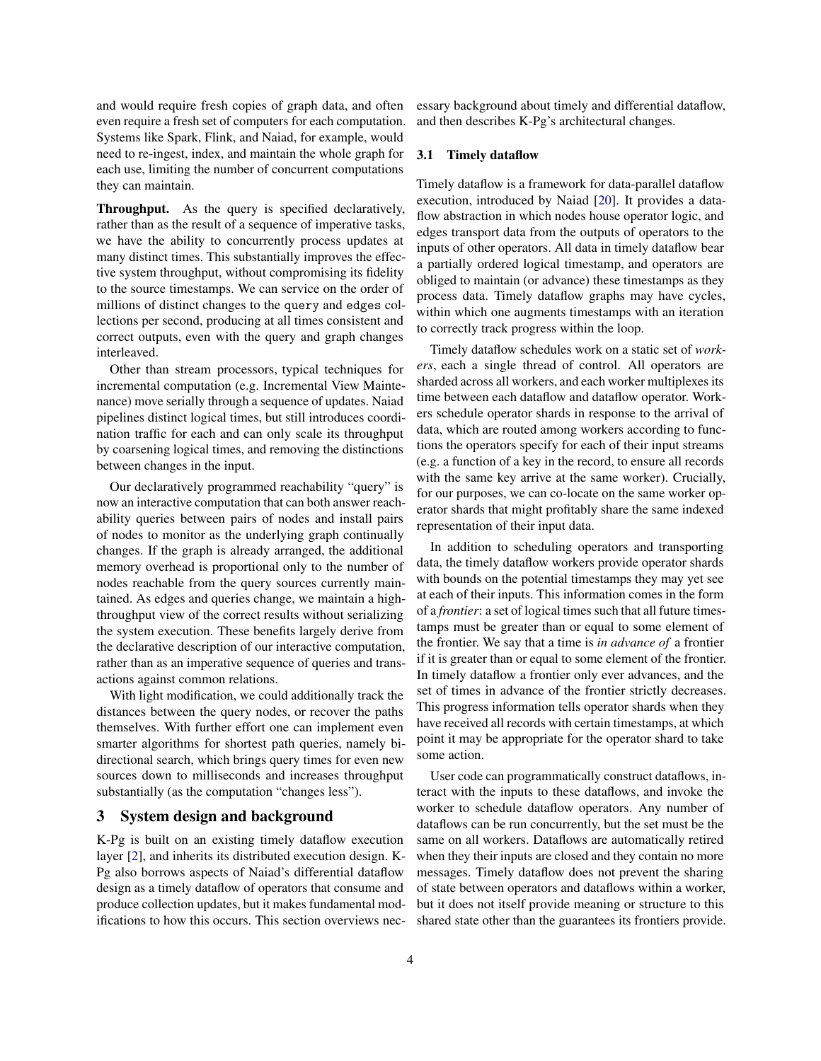and would require fresh copies of graph data, and often even require a fresh set of computers for each computation. Systems like Spark, Flink, and Naiad, for example, would need to re-ingest, index, and maintain the whole graph for each use, limiting the number of concurrent computations they can maintain.

**Throughput.** As the query is specified declaratively, rather than as the result of a sequence of imperative tasks, we have the ability to concurrently process updates at many distinct times. This substantially improves the effective system throughput, without compromising its fidelity to the source timestamps. We can service on the order of millions of distinct changes to the `query` and `edges` collections per second, producing at all times consistent and correct outputs, even with the query and graph changes interleaved.

Other than stream processors, typical techniques for incremental computation (e.g. Incremental View Maintenance) move serially through a sequence of updates. Naiad pipelines distinct logical times, but still introduces coordination traffic for each and can only scale its throughput by coarsening logical times, and removing the distinctions between changes in the input.

Our declaratively programmed reachability "query" is now an interactive computation that can both answer reachability queries between pairs of nodes and install pairs of nodes to monitor as the underlying graph continually changes. If the graph is already arranged, the additional memory overhead is proportional only to the number of nodes reachable from the query sources currently maintained. As edges and queries change, we maintain a high-throughput view of the correct results without serializing the system execution. These benefits largely derive from the declarative description of our interactive computation, rather than as an imperative sequence of queries and transactions against common relations.

With light modification, we could additionally track the distances between the query nodes, or recover the paths themselves. With further effort one can implement even smarter algorithms for shortest path queries, namely bi-directional search, which brings query times for even new sources down to milliseconds and increases throughput substantially (as the computation "changes less").

# 3 System design and background

K-Pg is built on an existing timely dataflow execution layer [2], and inherits its distributed execution design. K-Pg also borrows aspects of Naiad's differential dataflow design as a timely dataflow of operators that consume and produce collection updates, but it makes fundamental modifications to how this occurs. This section overviews necessary background about timely and differential dataflow, and then describes K-Pg's architectural changes.

## 3.1 Timely dataflow

Timely dataflow is a framework for data-parallel dataflow execution, introduced by Naiad [20]. It provides a dataflow abstraction in which nodes house operator logic, and edges transport data from the outputs of operators to the inputs of other operators. All data in timely dataflow bear a partially ordered logical timestamp, and operators are obliged to maintain (or advance) these timestamps as they process data. Timely dataflow graphs may have cycles, within which one augments timestamps with an iteration to correctly track progress within the loop.

Timely dataflow schedules work on a static set of *workers*, each a single thread of control. All operators are sharded across all workers, and each worker multiplexes its time between each dataflow and dataflow operator. Workers schedule operator shards in response to the arrival of data, which are routed among workers according to functions the operators specify for each of their input streams (e.g. a function of a key in the record, to ensure all records with the same key arrive at the same worker). Crucially, for our purposes, we can co-locate on the same worker operator shards that might profitably share the same indexed representation of their input data.

In addition to scheduling operators and transporting data, the timely dataflow workers provide operator shards with bounds on the potential timestamps they may yet see at each of their inputs. This information comes in the form of a *frontier*: a set of logical times such that all future timestamps must be greater than or equal to some element of the frontier. We say that a time is *in advance of* a frontier if it is greater than or equal to some element of the frontier. In timely dataflow a frontier only ever advances, and the set of times in advance of the frontier strictly decreases. This progress information tells operator shards when they have received all records with certain timestamps, at which point it may be appropriate for the operator shard to take some action.

User code can programmatically construct dataflows, interact with the inputs to these dataflows, and invoke the worker to schedule dataflow operators. Any number of dataflows can be run concurrently, but the set must be the same on all workers. Dataflows are automatically retired when they their inputs are closed and they contain no more messages. Timely dataflow does not prevent the sharing of state between operators and dataflows within a worker, but it does not itself provide meaning or structure to this shared state other than the guarantees its frontiers provide.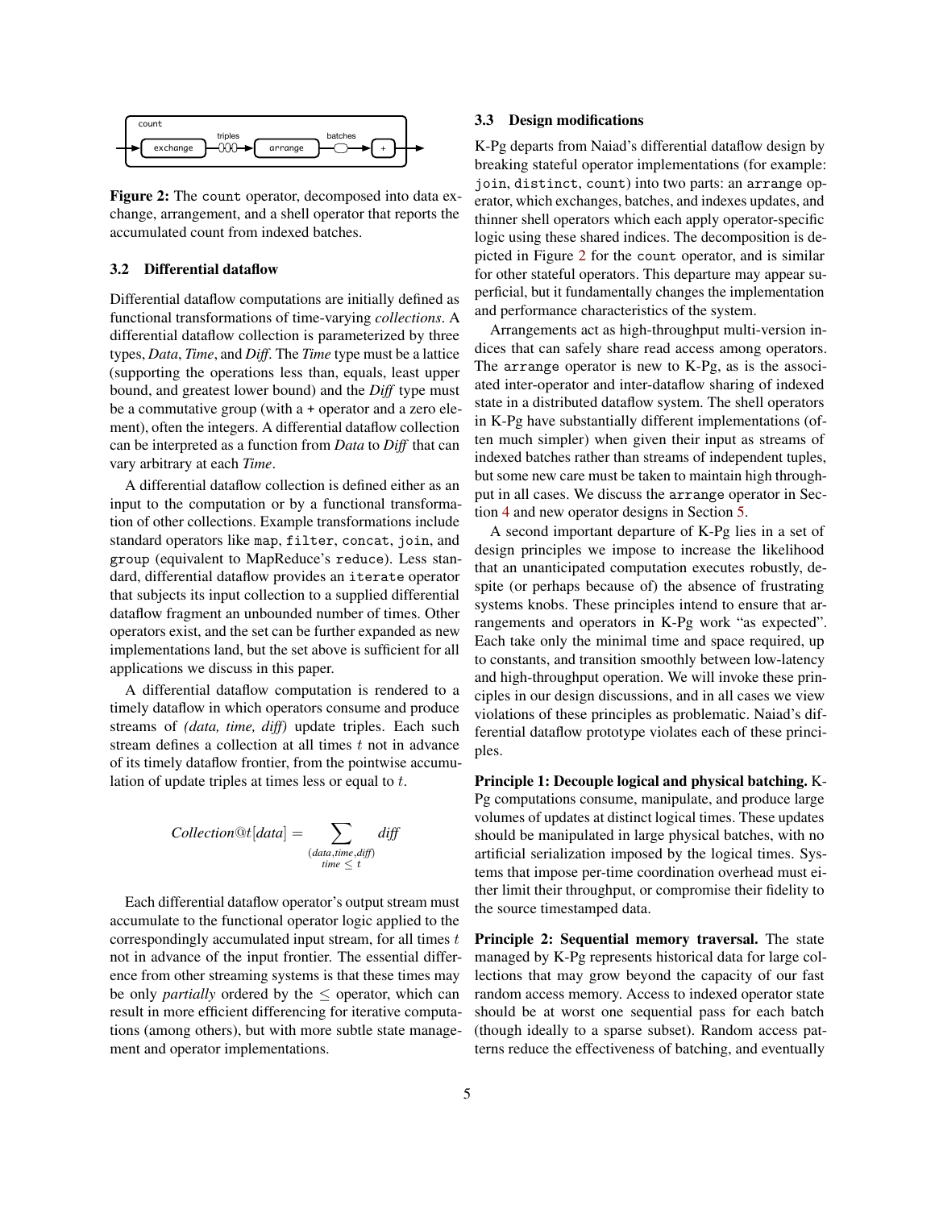Figure 2: The count operator, decomposed into data exchange, arrangement, and a shell operator that reports the accumulated count from indexed batches.

### 3.2 Differential dataflow

Differential dataflow computations are initially defined as functional transformations of time-varying *collections*. A differential dataflow collection is parameterized by three types, *Data*, *Time*, and *Diff*. The *Time* type must be a lattice (supporting the operations less than, equals, least upper bound, and greatest lower bound) and the *Diff* type must be a commutative group (with a + operator and a zero element), often the integers. A differential dataflow collection can be interpreted as a function from *Data* to *Diff* that can vary arbitrary at each *Time*.

A differential dataflow collection is defined either as an input to the computation or by a functional transformation of other collections. Example transformations include standard operators like map, filter, concat, join, and group (equivalent to MapReduce's reduce). Less standard, differential dataflow provides an iterate operator that subjects its input collection to a supplied differential dataflow fragment an unbounded number of times. Other operators exist, and the set can be further expanded as new implementations land, but the set above is sufficient for all applications we discuss in this paper.

A differential dataflow computation is rendered to a timely dataflow in which operators consume and produce streams of *(data, time, diff)* update triples. Each such stream defines a collection at all times $t$ not in advance of its timely dataflow frontier, from the pointwise accumulation of update triples at times less or equal to $t$.

$$Collection@t[data] = \sum_{\substack{(data,time,diff) \\ time \leq t}} diff$$

Each differential dataflow operator's output stream must accumulate to the functional operator logic applied to the correspondingly accumulated input stream, for all times $t$ not in advance of the input frontier. The essential difference from other streaming systems is that these times may be only *partially* ordered by the $\leq$ operator, which can result in more efficient differencing for iterative computations (among others), but with more subtle state management and operator implementations.

### 3.3 Design modifications

K-Pg departs from Naiad's differential dataflow design by breaking stateful operator implementations (for example: join, distinct, count) into two parts: an arrange operator, which exchanges, batches, and indexes updates, and thinner shell operators which each apply operator-specific logic using these shared indices. The decomposition is depicted in Figure 2 for the count operator, and is similar for other stateful operators. This departure may appear superficial, but it fundamentally changes the implementation and performance characteristics of the system.

Arrangements act as high-throughput multi-version indices that can safely share read access among operators. The arrange operator is new to K-Pg, as is the associated inter-operator and inter-dataflow sharing of indexed state in a distributed dataflow system. The shell operators in K-Pg have substantially different implementations (often much simpler) when given their input as streams of indexed batches rather than streams of independent tuples, but some new care must be taken to maintain high throughput in all cases. We discuss the arrange operator in Section 4 and new operator designs in Section 5.

A second important departure of K-Pg lies in a set of design principles we impose to increase the likelihood that an unanticipated computation executes robustly, despite (or perhaps because of) the absence of frustrating systems knobs. These principles intend to ensure that arrangements and operators in K-Pg work "as expected". Each take only the minimal time and space required, up to constants, and transition smoothly between low-latency and high-throughput operation. We will invoke these principles in our design discussions, and in all cases we view violations of these principles as problematic. Naiad's differential dataflow prototype violates each of these principles.

**Principle 1: Decouple logical and physical batching.** K-Pg computations consume, manipulate, and produce large volumes of updates at distinct logical times. These updates should be manipulated in large physical batches, with no artificial serialization imposed by the logical times. Systems that impose per-time coordination overhead must either limit their throughput, or compromise their fidelity to the source timestamped data.

**Principle 2: Sequential memory traversal.** The state managed by K-Pg represents historical data for large collections that may grow beyond the capacity of our fast random access memory. Access to indexed operator state should be at worst one sequential pass for each batch (though ideally to a sparse subset). Random access patterns reduce the effectiveness of batching, and eventually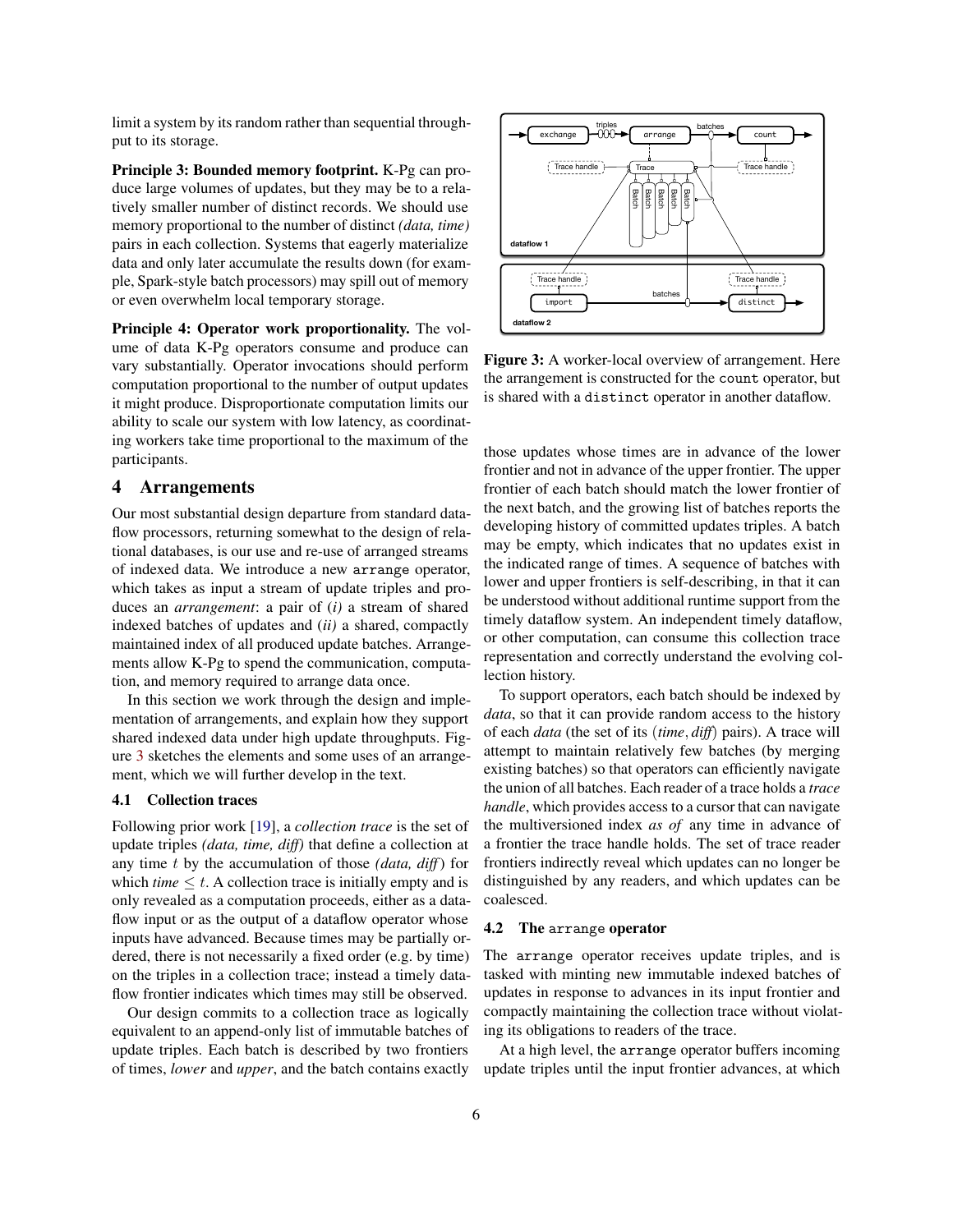limit a system by its random rather than sequential throughput to its storage.

**Principle 3: Bounded memory footprint.** K-Pg can produce large volumes of updates, but they may be to a relatively smaller number of distinct records. We should use memory proportional to the number of distinct *(data, time)* pairs in each collection. Systems that eagerly materialize data and only later accumulate the results down (for example, Spark-style batch processors) may spill out of memory or even overwhelm local temporary storage.

**Principle 4: Operator work proportionality.** The volume of data K-Pg operators consume and produce can vary substantially. Operator invocations should perform computation proportional to the number of output updates it might produce. Disproportionate computation limits our ability to scale our system with low latency, as coordinating workers take time proportional to the maximum of the participants.

## 4 Arrangements

Our most substantial design departure from standard dataflow processors, returning somewhat to the design of relational databases, is our use and re-use of arranged streams of indexed data. We introduce a new `arrange` operator, which takes as input a stream of update triples and produces an *arrangement*: a pair of *(i)* a stream of shared indexed batches of updates and *(ii)* a shared, compactly maintained index of all produced update batches. Arrangements allow K-Pg to spend the communication, computation, and memory required to arrange data once.

In this section we work through the design and implementation of arrangements, and explain how they support shared indexed data under high update throughputs. Figure 3 sketches the elements and some uses of an arrangement, which we will further develop in the text.

Figure 3: A worker-local overview of arrangement. Here the arrangement is constructed for the `count` operator, but is shared with a `distinct` operator in another dataflow.

### 4.1 Collection traces

Following prior work [19], a *collection trace* is the set of update triples *(data, time, diff)* that define a collection at any time $t$ by the accumulation of those *(data, diff)* for which *time* $\leq t$. A collection trace is initially empty and is only revealed as a computation proceeds, either as a dataflow input or as the output of a dataflow operator whose inputs have advanced. Because times may be partially ordered, there is not necessarily a fixed order (e.g. by time) on the triples in a collection trace; instead a timely dataflow frontier indicates which times may still be observed.

Our design commits to a collection trace as logically equivalent to an append-only list of immutable batches of update triples. Each batch is described by two frontiers of times, *lower* and *upper*, and the batch contains exactly those updates whose times are in advance of the lower frontier and not in advance of the upper frontier. The upper frontier of each batch should match the lower frontier of the next batch, and the growing list of batches reports the developing history of committed updates triples. A batch may be empty, which indicates that no updates exist in the indicated range of times. A sequence of batches with lower and upper frontiers is self-describing, in that it can be understood without additional runtime support from the timely dataflow system. An independent timely dataflow, or other computation, can consume this collection trace representation and correctly understand the evolving collection history.

To support operators, each batch should be indexed by *data*, so that it can provide random access to the history of each *data* (the set of its (*time*, *diff*) pairs). A trace will attempt to maintain relatively few batches (by merging existing batches) so that operators can efficiently navigate the union of all batches. Each reader of a trace holds a *trace handle*, which provides access to a cursor that can navigate the multiversioned index *as of* any time in advance of a frontier the trace handle holds. The set of trace reader frontiers indirectly reveal which updates can no longer be distinguished by any readers, and which updates can be coalesced.

### 4.2 The `arrange` operator

The `arrange` operator receives update triples, and is tasked with minting new immutable indexed batches of updates in response to advances in its input frontier and compactly maintaining the collection trace without violating its obligations to readers of the trace.

At a high level, the `arrange` operator buffers incoming update triples until the input frontier advances, at which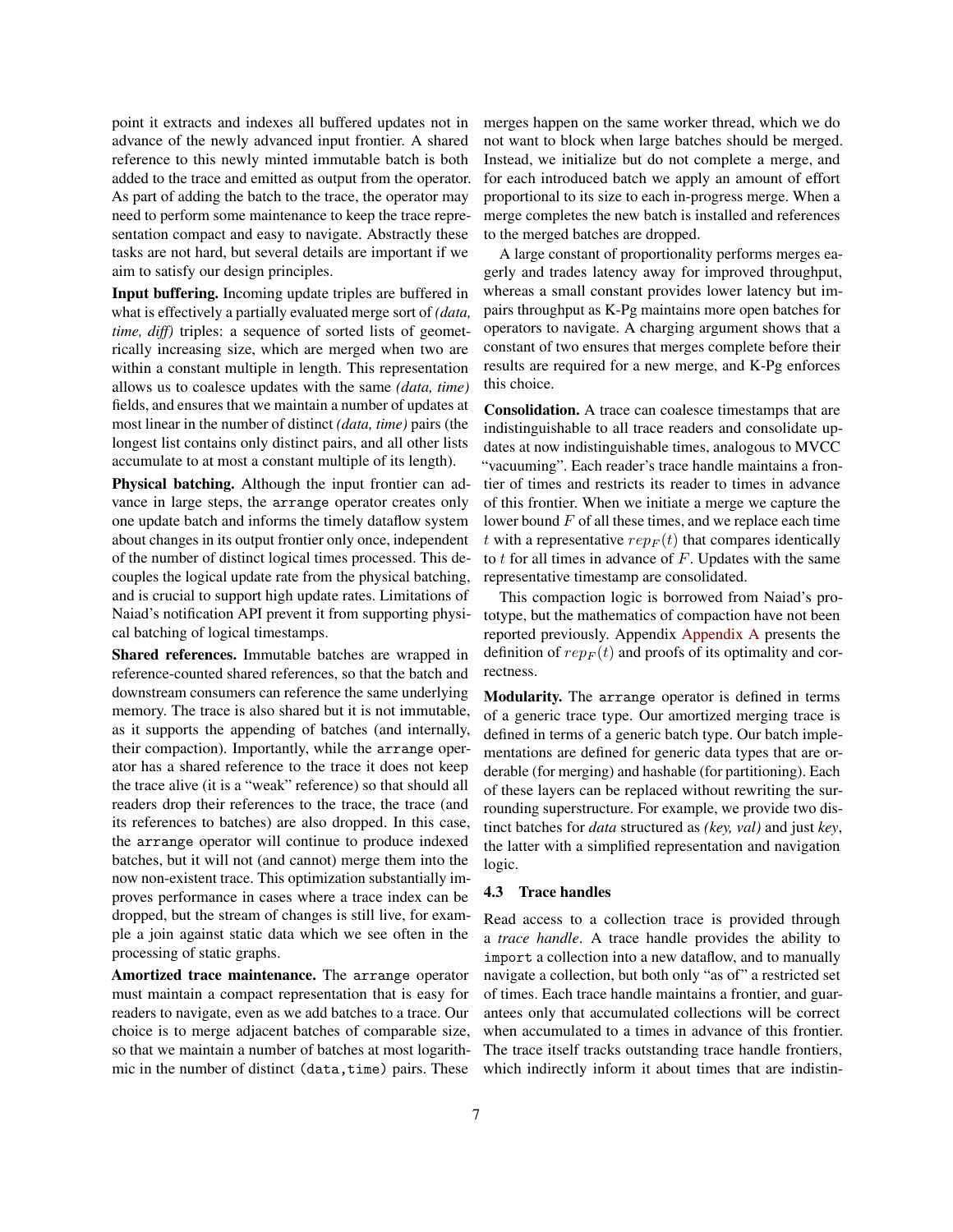point it extracts and indexes all buffered updates not in advance of the newly advanced input frontier. A shared reference to this newly minted immutable batch is both added to the trace and emitted as output from the operator. As part of adding the batch to the trace, the operator may need to perform some maintenance to keep the trace representation compact and easy to navigate. Abstractly these tasks are not hard, but several details are important if we aim to satisfy our design principles.

**Input buffering.** Incoming update triples are buffered in what is effectively a partially evaluated merge sort of *(data, time, diff)* triples: a sequence of sorted lists of geometrically increasing size, which are merged when two are within a constant multiple in length. This representation allows us to coalesce updates with the same *(data, time)* fields, and ensures that we maintain a number of updates at most linear in the number of distinct *(data, time)* pairs (the longest list contains only distinct pairs, and all other lists accumulate to at most a constant multiple of its length).

**Physical batching.** Although the input frontier can advance in large steps, the `arrange` operator creates only one update batch and informs the timely dataflow system about changes in its output frontier only once, independent of the number of distinct logical times processed. This decouples the logical update rate from the physical batching, and is crucial to support high update rates. Limitations of Naiad's notification API prevent it from supporting physical batching of logical timestamps.

**Shared references.** Immutable batches are wrapped in reference-counted shared references, so that the batch and downstream consumers can reference the same underlying memory. The trace is also shared but it is not immutable, as it supports the appending of batches (and internally, their compaction). Importantly, while the `arrange` operator has a shared reference to the trace it does not keep the trace alive (it is a "weak" reference) so that should all readers drop their references to the trace, the trace (and its references to batches) are also dropped. In this case, the `arrange` operator will continue to produce indexed batches, but it will not (and cannot) merge them into the now non-existent trace. This optimization substantially improves performance in cases where a trace index can be dropped, but the stream of changes is still live, for example a join against static data which we see often in the processing of static graphs.

**Amortized trace maintenance.** The `arrange` operator must maintain a compact representation that is easy for readers to navigate, even as we add batches to a trace. Our choice is to merge adjacent batches of comparable size, so that we maintain a number of batches at most logarithmic in the number of distinct `(data,time)` pairs. These merges happen on the same worker thread, which we do not want to block when large batches should be merged. Instead, we initialize but do not complete a merge, and for each introduced batch we apply an amount of effort proportional to its size to each in-progress merge. When a merge completes the new batch is installed and references to the merged batches are dropped.

A large constant of proportionality performs merges eagerly and trades latency away for improved throughput, whereas a small constant provides lower latency but impairs throughput as K-Pg maintains more open batches for operators to navigate. A charging argument shows that a constant of two ensures that merges complete before their results are required for a new merge, and K-Pg enforces this choice.

**Consolidation.** A trace can coalesce timestamps that are indistinguishable to all trace readers and consolidate updates at now indistinguishable times, analogous to MVCC "vacuuming". Each reader's trace handle maintains a frontier of times and restricts its reader to times in advance of this frontier. When we initiate a merge we capture the lower bound $F$ of all these times, and we replace each time $t$ with a representative $rep_F(t)$ that compares identically to $t$ for all times in advance of $F$. Updates with the same representative timestamp are consolidated.

This compaction logic is borrowed from Naiad's prototype, but the mathematics of compaction have not been reported previously. Appendix Appendix A presents the definition of $rep_F(t)$ and proofs of its optimality and correctness.

**Modularity.** The `arrange` operator is defined in terms of a generic trace type. Our amortized merging trace is defined in terms of a generic batch type. Our batch implementations are defined for generic data types that are orderable (for merging) and hashable (for partitioning). Each of these layers can be replaced without rewriting the surrounding superstructure. For example, we provide two distinct batches for *data* structured as *(key, val)* and just *key*, the latter with a simplified representation and navigation logic.

### 4.3 Trace handles

Read access to a collection trace is provided through a *trace handle*. A trace handle provides the ability to `import` a collection into a new dataflow, and to manually navigate a collection, but both only "as of" a restricted set of times. Each trace handle maintains a frontier, and guarantees only that accumulated collections will be correct when accumulated to a times in advance of this frontier. The trace itself tracks outstanding trace handle frontiers, which indirectly inform it about times that are indistin-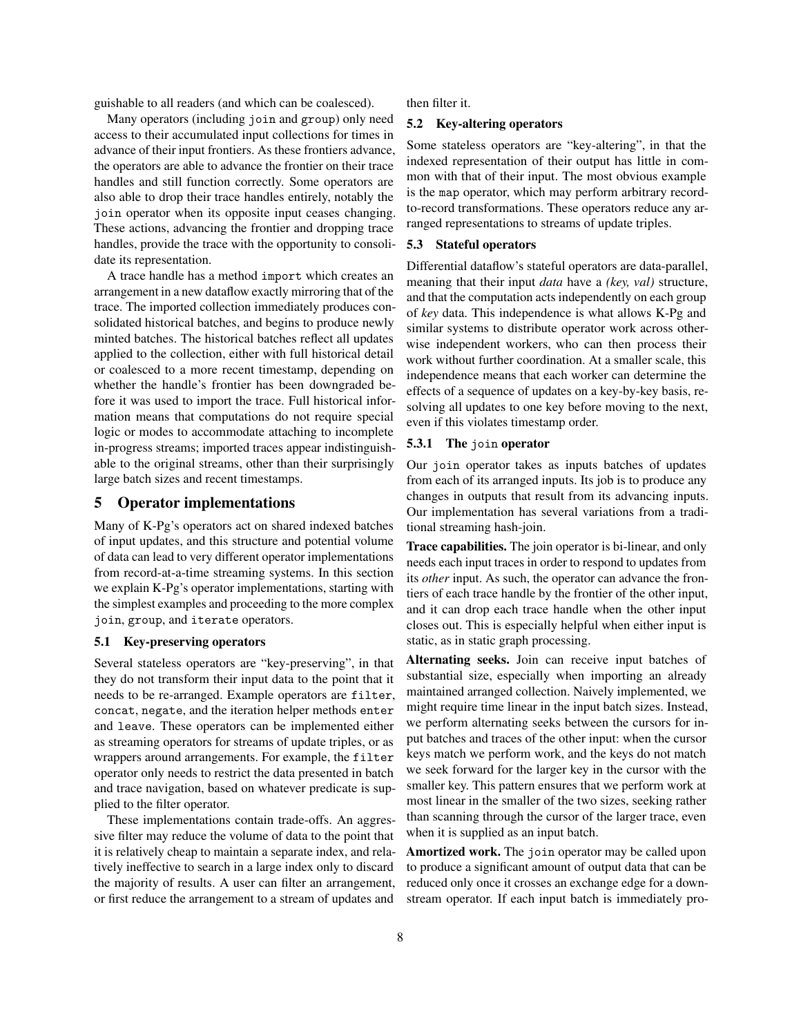guishable to all readers (and which can be coalesced).

Many operators (including `join` and `group`) only need access to their accumulated input collections for times in advance of their input frontiers. As these frontiers advance, the operators are able to advance the frontier on their trace handles and still function correctly. Some operators are also able to drop their trace handles entirely, notably the `join` operator when its opposite input ceases changing. These actions, advancing the frontier and dropping trace handles, provide the trace with the opportunity to consolidate its representation.

A trace handle has a method `import` which creates an arrangement in a new dataflow exactly mirroring that of the trace. The imported collection immediately produces consolidated historical batches, and begins to produce newly minted batches. The historical batches reflect all updates applied to the collection, either with full historical detail or coalesced to a more recent timestamp, depending on whether the handle's frontier has been downgraded before it was used to import the trace. Full historical information means that computations do not require special logic or modes to accommodate attaching to incomplete in-progress streams; imported traces appear indistinguishable to the original streams, other than their surprisingly large batch sizes and recent timestamps.

# 5 Operator implementations

Many of K-Pg's operators act on shared indexed batches of input updates, and this structure and potential volume of data can lead to very different operator implementations from record-at-a-time streaming systems. In this section we explain K-Pg's operator implementations, starting with the simplest examples and proceeding to the more complex `join`, `group`, and `iterate` operators.

## 5.1 Key-preserving operators

Several stateless operators are "key-preserving", in that they do not transform their input data to the point that it needs to be re-arranged. Example operators are `filter`, `concat`, `negate`, and the iteration helper methods `enter` and `leave`. These operators can be implemented either as streaming operators for streams of update triples, or as wrappers around arrangements. For example, the `filter` operator only needs to restrict the data presented in batch and trace navigation, based on whatever predicate is supplied to the filter operator.

These implementations contain trade-offs. An aggressive filter may reduce the volume of data to the point that it is relatively cheap to maintain a separate index, and relatively ineffective to search in a large index only to discard the majority of results. A user can filter an arrangement, or first reduce the arrangement to a stream of updates and then filter it.

## 5.2 Key-altering operators

Some stateless operators are "key-altering", in that the indexed representation of their output has little in common with that of their input. The most obvious example is the `map` operator, which may perform arbitrary record-to-record transformations. These operators reduce any arranged representations to streams of update triples.

## 5.3 Stateful operators

Differential dataflow's stateful operators are data-parallel, meaning that their input *data* have a *(key, val)* structure, and that the computation acts independently on each group of *key* data. This independence is what allows K-Pg and similar systems to distribute operator work across otherwise independent workers, who can then process their work without further coordination. At a smaller scale, this independence means that each worker can determine the effects of a sequence of updates on a key-by-key basis, resolving all updates to one key before moving to the next, even if this violates timestamp order.

### 5.3.1 The `join` operator

Our `join` operator takes as inputs batches of updates from each of its arranged inputs. Its job is to produce any changes in outputs that result from its advancing inputs. Our implementation has several variations from a traditional streaming hash-join.

**Trace capabilities.** The join operator is bi-linear, and only needs each input traces in order to respond to updates from its *other* input. As such, the operator can advance the frontiers of each trace handle by the frontier of the other input, and it can drop each trace handle when the other input closes out. This is especially helpful when either input is static, as in static graph processing.

**Alternating seeks.** Join can receive input batches of substantial size, especially when importing an already maintained arranged collection. Naively implemented, we might require time linear in the input batch sizes. Instead, we perform alternating seeks between the cursors for input batches and traces of the other input: when the cursor keys match we perform work, and the keys do not match we seek forward for the larger key in the cursor with the smaller key. This pattern ensures that we perform work at most linear in the smaller of the two sizes, seeking rather than scanning through the cursor of the larger trace, even when it is supplied as an input batch.

**Amortized work.** The `join` operator may be called upon to produce a significant amount of output data that can be reduced only once it crosses an exchange edge for a downstream operator. If each input batch is immediately pro-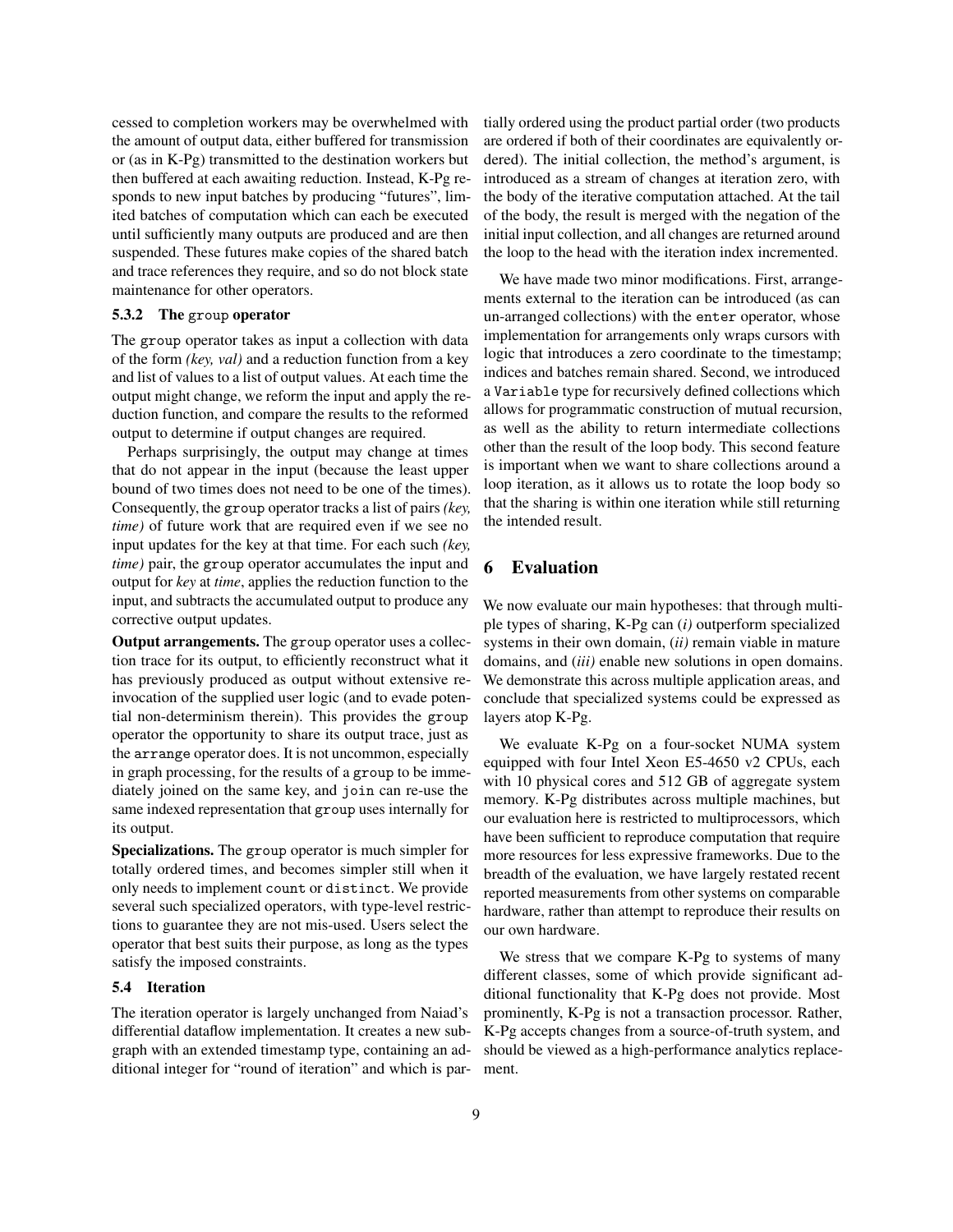cessed to completion workers may be overwhelmed with the amount of output data, either buffered for transmission or (as in K-Pg) transmitted to the destination workers but then buffered at each awaiting reduction. Instead, K-Pg responds to new input batches by producing "futures", limited batches of computation which can each be executed until sufficiently many outputs are produced and are then suspended. These futures make copies of the shared batch and trace references they require, and so do not block state maintenance for other operators.

### 5.3.2 The `group` operator

The `group` operator takes as input a collection with data of the form *(key, val)* and a reduction function from a key and list of values to a list of output values. At each time the output might change, we reform the input and apply the reduction function, and compare the results to the reformed output to determine if output changes are required.

Perhaps surprisingly, the output may change at times that do not appear in the input (because the least upper bound of two times does not need to be one of the times). Consequently, the `group` operator tracks a list of pairs *(key, time)* of future work that are required even if we see no input updates for the key at that time. For each such *(key, time)* pair, the `group` operator accumulates the input and output for *key* at *time*, applies the reduction function to the input, and subtracts the accumulated output to produce any corrective output updates.

**Output arrangements.** The `group` operator uses a collection trace for its output, to efficiently reconstruct what it has previously produced as output without extensive re-invocation of the supplied user logic (and to evade potential non-determinism therein). This provides the `group` operator the opportunity to share its output trace, just as the `arrange` operator does. It is not uncommon, especially in graph processing, for the results of a `group` to be immediately joined on the same key, and `join` can re-use the same indexed representation that `group` uses internally for its output.

**Specializations.** The `group` operator is much simpler for totally ordered times, and becomes simpler still when it only needs to implement `count` or `distinct`. We provide several such specialized operators, with type-level restrictions to guarantee they are not mis-used. Users select the operator that best suits their purpose, as long as the types satisfy the imposed constraints.

### 5.4 Iteration

The iteration operator is largely unchanged from Naiad's differential dataflow implementation. It creates a new subgraph with an extended timestamp type, containing an additional integer for "round of iteration" and which is partially ordered using the product partial order (two products are ordered if both of their coordinates are equivalently ordered). The initial collection, the method's argument, is introduced as a stream of changes at iteration zero, with the body of the iterative computation attached. At the tail of the body, the result is merged with the negation of the initial input collection, and all changes are returned around the loop to the head with the iteration index incremented.

We have made two minor modifications. First, arrangements external to the iteration can be introduced (as can un-arranged collections) with the `enter` operator, whose implementation for arrangements only wraps cursors with logic that introduces a zero coordinate to the timestamp; indices and batches remain shared. Second, we introduced a `Variable` type for recursively defined collections which allows for programmatic construction of mutual recursion, as well as the ability to return intermediate collections other than the result of the loop body. This second feature is important when we want to share collections around a loop iteration, as it allows us to rotate the loop body so that the sharing is within one iteration while still returning the intended result.

## 6 Evaluation

We now evaluate our main hypotheses: that through multiple types of sharing, K-Pg can *(i)* outperform specialized systems in their own domain, *(ii)* remain viable in mature domains, and *(iii)* enable new solutions in open domains. We demonstrate this across multiple application areas, and conclude that specialized systems could be expressed as layers atop K-Pg.

We evaluate K-Pg on a four-socket NUMA system equipped with four Intel Xeon E5-4650 v2 CPUs, each with 10 physical cores and 512 GB of aggregate system memory. K-Pg distributes across multiple machines, but our evaluation here is restricted to multiprocessors, which have been sufficient to reproduce computation that require more resources for less expressive frameworks. Due to the breadth of the evaluation, we have largely restated recent reported measurements from other systems on comparable hardware, rather than attempt to reproduce their results on our own hardware.

We stress that we compare K-Pg to systems of many different classes, some of which provide significant additional functionality that K-Pg does not provide. Most prominently, K-Pg is not a transaction processor. Rather, K-Pg accepts changes from a source-of-truth system, and should be viewed as a high-performance analytics replacement.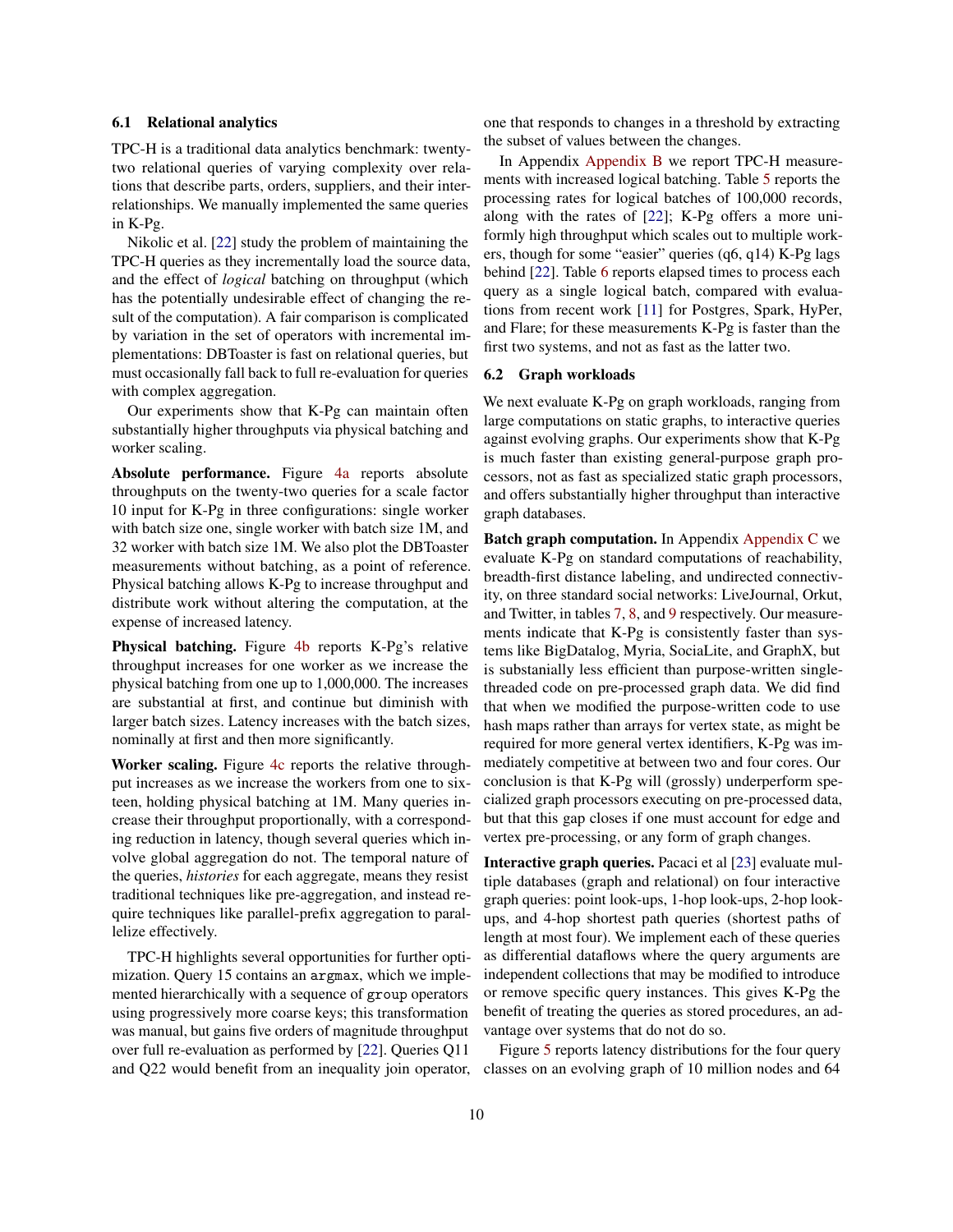### 6.1 Relational analytics

TPC-H is a traditional data analytics benchmark: twenty-two relational queries of varying complexity over relations that describe parts, orders, suppliers, and their interrelationships. We manually implemented the same queries in K-Pg.

Nikolic et al. [22] study the problem of maintaining the TPC-H queries as they incrementally load the source data, and the effect of *logical* batching on throughput (which has the potentially undesirable effect of changing the result of the computation). A fair comparison is complicated by variation in the set of operators with incremental implementations: DBToaster is fast on relational queries, but must occasionally fall back to full re-evaluation for queries with complex aggregation.

Our experiments show that K-Pg can maintain often substantially higher throughputs via physical batching and worker scaling.

**Absolute performance.** Figure 4a reports absolute throughputs on the twenty-two queries for a scale factor 10 input for K-Pg in three configurations: single worker with batch size one, single worker with batch size 1M, and 32 worker with batch size 1M. We also plot the DBToaster measurements without batching, as a point of reference. Physical batching allows K-Pg to increase throughput and distribute work without altering the computation, at the expense of increased latency.

**Physical batching.** Figure 4b reports K-Pg's relative throughput increases for one worker as we increase the physical batching from one up to 1,000,000. The increases are substantial at first, and continue but diminish with larger batch sizes. Latency increases with the batch sizes, nominally at first and then more significantly.

**Worker scaling.** Figure 4c reports the relative throughput increases as we increase the workers from one to sixteen, holding physical batching at 1M. Many queries increase their throughput proportionally, with a corresponding reduction in latency, though several queries which involve global aggregation do not. The temporal nature of the queries, *histories* for each aggregate, means they resist traditional techniques like pre-aggregation, and instead require techniques like parallel-prefix aggregation to parallelize effectively.

TPC-H highlights several opportunities for further optimization. Query 15 contains an `argmax`, which we implemented hierarchically with a sequence of `group` operators using progressively more coarse keys; this transformation was manual, but gains five orders of magnitude throughput over full re-evaluation as performed by [22]. Queries Q11 and Q22 would benefit from an inequality join operator, one that responds to changes in a threshold by extracting the subset of values between the changes.

In Appendix Appendix B we report TPC-H measurements with increased logical batching. Table 5 reports the processing rates for logical batches of 100,000 records, along with the rates of [22]; K-Pg offers a more uniformly high throughput which scales out to multiple workers, though for some "easier" queries (q6, q14) K-Pg lags behind [22]. Table 6 reports elapsed times to process each query as a single logical batch, compared with evaluations from recent work [11] for Postgres, Spark, HyPer, and Flare; for these measurements K-Pg is faster than the first two systems, and not as fast as the latter two.

### 6.2 Graph workloads

We next evaluate K-Pg on graph workloads, ranging from large computations on static graphs, to interactive queries against evolving graphs. Our experiments show that K-Pg is much faster than existing general-purpose graph processors, not as fast as specialized static graph processors, and offers substantially higher throughput than interactive graph databases.

**Batch graph computation.** In Appendix Appendix C we evaluate K-Pg on standard computations of reachability, breadth-first distance labeling, and undirected connectivity, on three standard social networks: LiveJournal, Orkut, and Twitter, in tables 7, 8, and 9 respectively. Our measurements indicate that K-Pg is consistently faster than systems like BigDatalog, Myria, SociaLite, and GraphX, but is substanially less efficient than purpose-written single-threaded code on pre-processed graph data. We did find that when we modified the purpose-written code to use hash maps rather than arrays for vertex state, as might be required for more general vertex identifiers, K-Pg was immediately competitive at between two and four cores. Our conclusion is that K-Pg will (grossly) underperform specialized graph processors executing on pre-processed data, but that this gap closes if one must account for edge and vertex pre-processing, or any form of graph changes.

**Interactive graph queries.** Pacaci et al [23] evaluate multiple databases (graph and relational) on four interactive graph queries: point look-ups, 1-hop look-ups, 2-hop look-ups, and 4-hop shortest path queries (shortest paths of length at most four). We implement each of these queries as differential dataflows where the query arguments are independent collections that may be modified to introduce or remove specific query instances. This gives K-Pg the benefit of treating the queries as stored procedures, an advantage over systems that do not do so.

Figure 5 reports latency distributions for the four query classes on an evolving graph of 10 million nodes and 64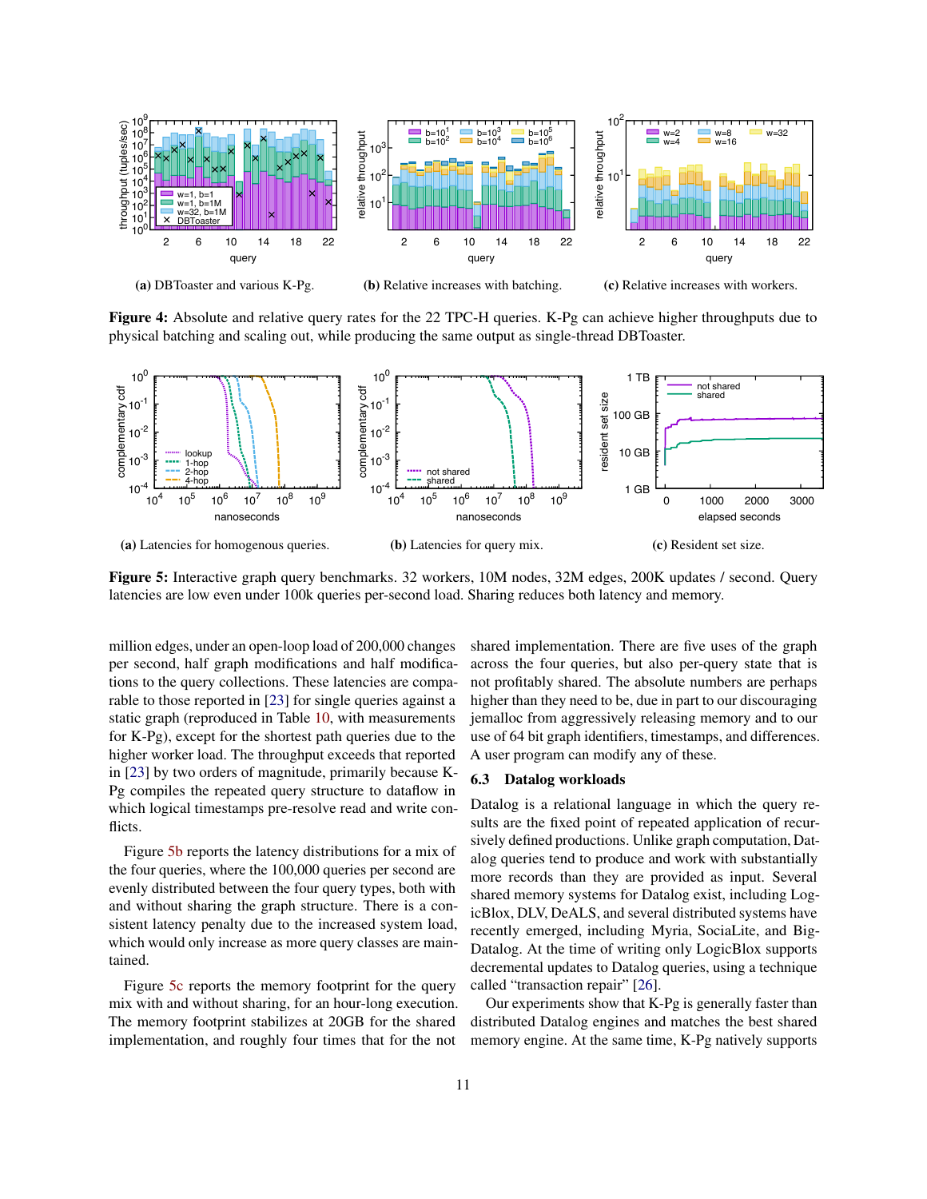(a) DBToaster and various K-Pg.

(b) Relative increases with batching.

(c) Relative increases with workers.

**Figure 4:** Absolute and relative query rates for the 22 TPC-H queries. K-Pg can achieve higher throughputs due to physical batching and scaling out, while producing the same output as single-thread DBToaster.

(a) Latencies for homogenous queries.

(b) Latencies for query mix.

(c) Resident set size.

**Figure 5:** Interactive graph query benchmarks. 32 workers, 10M nodes, 32M edges, 200K updates / second. Query latencies are low even under 100k queries per-second load. Sharing reduces both latency and memory.

million edges, under an open-loop load of 200,000 changes per second, half graph modifications and half modifications to the query collections. These latencies are comparable to those reported in [23] for single queries against a static graph (reproduced in Table 10, with measurements for K-Pg), except for the shortest path queries due to the higher worker load. The throughput exceeds that reported in [23] by two orders of magnitude, primarily because K-Pg compiles the repeated query structure to dataflow in which logical timestamps pre-resolve read and write conflicts.

Figure 5b reports the latency distributions for a mix of the four queries, where the 100,000 queries per second are evenly distributed between the four query types, both with and without sharing the graph structure. There is a consistent latency penalty due to the increased system load, which would only increase as more query classes are maintained.

Figure 5c reports the memory footprint for the query mix with and without sharing, for an hour-long execution. The memory footprint stabilizes at 20GB for the shared implementation, and roughly four times that for the not shared implementation. There are five uses of the graph across the four queries, but also per-query state that is not profitably shared. The absolute numbers are perhaps higher than they need to be, due in part to our discouraging jemalloc from aggressively releasing memory and to our use of 64 bit graph identifiers, timestamps, and differences. A user program can modify any of these.

### 6.3 Datalog workloads

Datalog is a relational language in which the query results are the fixed point of repeated application of recursively defined productions. Unlike graph computation, Datalog queries tend to produce and work with substantially more records than they are provided as input. Several shared memory systems for Datalog exist, including LogicBlox, DLV, DeALS, and several distributed systems have recently emerged, including Myria, SociaLite, and BigDatalog. At the time of writing only LogicBlox supports decremental updates to Datalog queries, using a technique called "transaction repair" [26].

Our experiments show that K-Pg is generally faster than distributed Datalog engines and matches the best shared memory engine. At the same time, K-Pg natively supports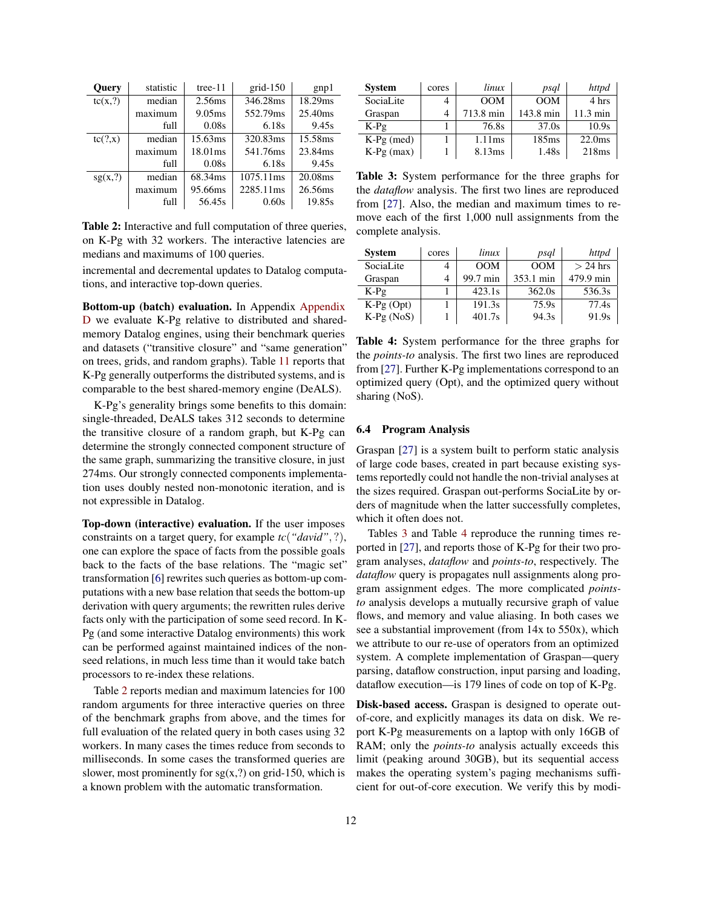| Query | statistic | tree-11 | grid-150 | gnp1 |
|---|---|---|---|---|
| tc(x,?) | median | 2.56ms | 346.28ms | 18.29ms |
| | maximum | 9.05ms | 552.79ms | 25.40ms |
| | full | 0.08s | 6.18s | 9.45s |
| tc(?,x) | median | 15.63ms | 320.83ms | 15.58ms |
| | maximum | 18.01ms | 541.76ms | 23.84ms |
| | full | 0.08s | 6.18s | 9.45s |
| sg(x,?) | median | 68.34ms | 1075.11ms | 20.08ms |
| | maximum | 95.66ms | 2285.11ms | 26.56ms |
| | full | 56.45s | 0.60s | 19.85s |

**Table 2:** Interactive and full computation of three queries, on K-Pg with 32 workers. The interactive latencies are medians and maximums of 100 queries.

incremental and decremental updates to Datalog computations, and interactive top-down queries.

**Bottom-up (batch) evaluation.** In Appendix Appendix D we evaluate K-Pg relative to distributed and shared-memory Datalog engines, using their benchmark queries and datasets ("transitive closure" and "same generation" on trees, grids, and random graphs). Table 11 reports that K-Pg generally outperforms the distributed systems, and is comparable to the best shared-memory engine (DeALS).

K-Pg's generality brings some benefits to this domain: single-threaded, DeALS takes 312 seconds to determine the transitive closure of a random graph, but K-Pg can determine the strongly connected component structure of the same graph, summarizing the transitive closure, in just 274ms. Our strongly connected components implementation uses doubly nested non-monotonic iteration, and is not expressible in Datalog.

**Top-down (interactive) evaluation.** If the user imposes constraints on a target query, for example *tc("david",?)*, one can explore the space of facts from the possible goals back to the facts of the base relations. The "magic set" transformation [6] rewrites such queries as bottom-up computations with a new base relation that seeds the bottom-up derivation with query arguments; the rewritten rules derive facts only with the participation of some seed record. In K-Pg (and some interactive Datalog environments) this work can be performed against maintained indices of the non-seed relations, in much less time than it would take batch processors to re-index these relations.

Table 2 reports median and maximum latencies for 100 random arguments for three interactive queries on three of the benchmark graphs from above, and the times for full evaluation of the related query in both cases using 32 workers. In many cases the times reduce from seconds to milliseconds. In some cases the transformed queries are slower, most prominently for sg(x,?) on grid-150, which is a known problem with the automatic transformation.

| System | cores | *linux* | *psql* | *httpd* |
|---|---|---|---|---|
| SociaLite | 4 | OOM | OOM | 4 hrs |
| Graspan | 4 | 713.8 min | 143.8 min | 11.3 min |
| K-Pg | 1 | 76.8s | 37.0s | 10.9s |
| K-Pg (med) | 1 | 1.11ms | 185ms | 22.0ms |
| K-Pg (max) | 1 | 8.13ms | 1.48s | 218ms |

**Table 3:** System performance for the three graphs for the *dataflow* analysis. The first two lines are reproduced from [27]. Also, the median and maximum times to remove each of the first 1,000 null assignments from the complete analysis.

| System | cores | *linux* | *psql* | *httpd* |
|---|---|---|---|---|
| SociaLite | 4 | OOM | OOM | > 24 hrs |
| Graspan | 4 | 99.7 min | 353.1 min | 479.9 min |
| K-Pg | 1 | 423.1s | 362.0s | 536.3s |
| K-Pg (Opt) | 1 | 191.3s | 75.9s | 77.4s |
| K-Pg (NoS) | 1 | 401.7s | 94.3s | 91.9s |

**Table 4:** System performance for the three graphs for the *points-to* analysis. The first two lines are reproduced from [27]. Further K-Pg implementations correspond to an optimized query (Opt), and the optimized query without sharing (NoS).

### 6.4 Program Analysis

Graspan [27] is a system built to perform static analysis of large code bases, created in part because existing systems reportedly could not handle the non-trivial analyses at the sizes required. Graspan out-performs SociaLite by orders of magnitude when the latter successfully completes, which it often does not.

Tables 3 and Table 4 reproduce the running times reported in [27], and reports those of K-Pg for their two program analyses, *dataflow* and *points-to*, respectively. The *dataflow* query is propagates null assignments along program assignment edges. The more complicated *points-to* analysis develops a mutually recursive graph of value flows, and memory and value aliasing. In both cases we see a substantial improvement (from 14x to 550x), which we attribute to our re-use of operators from an optimized system. A complete implementation of Graspan—query parsing, dataflow construction, input parsing and loading, dataflow execution—is 179 lines of code on top of K-Pg.

**Disk-based access.** Graspan is designed to operate out-of-core, and explicitly manages its data on disk. We report K-Pg measurements on a laptop with only 16GB of RAM; only the *points-to* analysis actually exceeds this limit (peaking around 30GB), but its sequential access makes the operating system's paging mechanisms sufficient for out-of-core execution. We verify this by modi-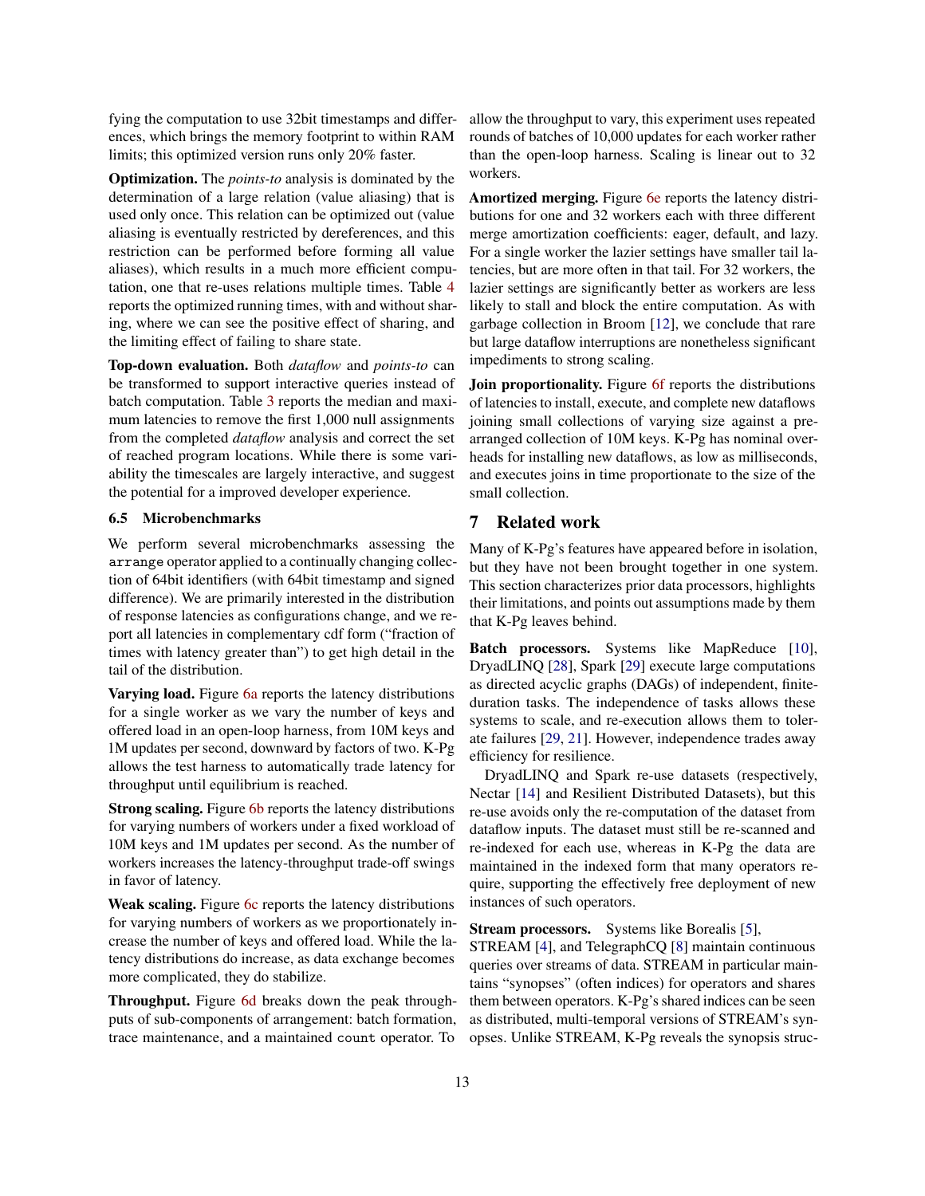fying the computation to use 32bit timestamps and differences, which brings the memory footprint to within RAM limits; this optimized version runs only 20% faster.

**Optimization.** The *points-to* analysis is dominated by the determination of a large relation (value aliasing) that is used only once. This relation can be optimized out (value aliasing is eventually restricted by dereferences, and this restriction can be performed before forming all value aliases), which results in a much more efficient computation, one that re-uses relations multiple times. Table 4 reports the optimized running times, with and without sharing, where we can see the positive effect of sharing, and the limiting effect of failing to share state.

**Top-down evaluation.** Both *dataflow* and *points-to* can be transformed to support interactive queries instead of batch computation. Table 3 reports the median and maximum latencies to remove the first 1,000 null assignments from the completed *dataflow* analysis and correct the set of reached program locations. While there is some variability the timescales are largely interactive, and suggest the potential for a improved developer experience.

### 6.5 Microbenchmarks

We perform several microbenchmarks assessing the `arrange` operator applied to a continually changing collection of 64bit identifiers (with 64bit timestamp and signed difference). We are primarily interested in the distribution of response latencies as configurations change, and we report all latencies in complementary cdf form ("fraction of times with latency greater than") to get high detail in the tail of the distribution.

**Varying load.** Figure 6a reports the latency distributions for a single worker as we vary the number of keys and offered load in an open-loop harness, from 10M keys and 1M updates per second, downward by factors of two. K-Pg allows the test harness to automatically trade latency for throughput until equilibrium is reached.

**Strong scaling.** Figure 6b reports the latency distributions for varying numbers of workers under a fixed workload of 10M keys and 1M updates per second. As the number of workers increases the latency-throughput trade-off swings in favor of latency.

**Weak scaling.** Figure 6c reports the latency distributions for varying numbers of workers as we proportionately increase the number of keys and offered load. While the latency distributions do increase, as data exchange becomes more complicated, they do stabilize.

**Throughput.** Figure 6d breaks down the peak throughputs of sub-components of arrangement: batch formation, trace maintenance, and a maintained `count` operator. To allow the throughput to vary, this experiment uses repeated rounds of batches of 10,000 updates for each worker rather than the open-loop harness. Scaling is linear out to 32 workers.

**Amortized merging.** Figure 6e reports the latency distributions for one and 32 workers each with three different merge amortization coefficients: eager, default, and lazy. For a single worker the lazier settings have smaller tail latencies, but are more often in that tail. For 32 workers, the lazier settings are significantly better as workers are less likely to stall and block the entire computation. As with garbage collection in Broom [12], we conclude that rare but large dataflow interruptions are nonetheless significant impediments to strong scaling.

**Join proportionality.** Figure 6f reports the distributions of latencies to install, execute, and complete new dataflows joining small collections of varying size against a pre-arranged collection of 10M keys. K-Pg has nominal overheads for installing new dataflows, as low as milliseconds, and executes joins in time proportionate to the size of the small collection.

## 7 Related work

Many of K-Pg's features have appeared before in isolation, but they have not been brought together in one system. This section characterizes prior data processors, highlights their limitations, and points out assumptions made by them that K-Pg leaves behind.

**Batch processors.** Systems like MapReduce [10], DryadLINQ [28], Spark [29] execute large computations as directed acyclic graphs (DAGs) of independent, finite-duration tasks. The independence of tasks allows these systems to scale, and re-execution allows them to tolerate failures [29, 21]. However, independence trades away efficiency for resilience.

DryadLINQ and Spark re-use datasets (respectively, Nectar [14] and Resilient Distributed Datasets), but this re-use avoids only the re-computation of the dataset from dataflow inputs. The dataset must still be re-scanned and re-indexed for each use, whereas in K-Pg the data are maintained in the indexed form that many operators require, supporting the effectively free deployment of new instances of such operators.

**Stream processors.** Systems like Borealis [5], STREAM [4], and TelegraphCQ [8] maintain continuous queries over streams of data. STREAM in particular maintains "synopses" (often indices) for operators and shares them between operators. K-Pg's shared indices can be seen as distributed, multi-temporal versions of STREAM's synopses. Unlike STREAM, K-Pg reveals the synopsis struc-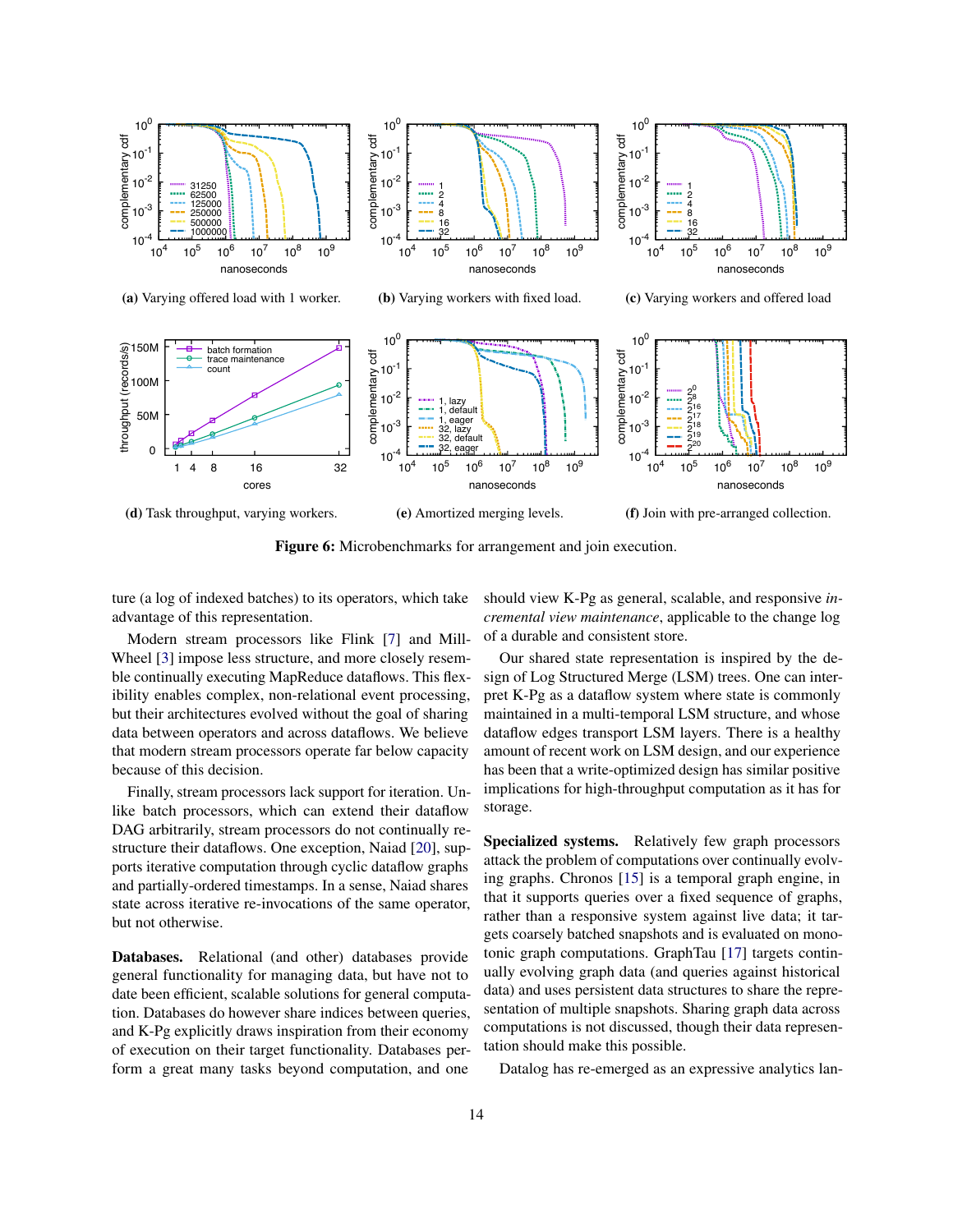(a) Varying offered load with 1 worker.

(b) Varying workers with fixed load.

(c) Varying workers and offered load

(d) Task throughput, varying workers.

(e) Amortized merging levels.

(f) Join with pre-arranged collection.

**Figure 6:** Microbenchmarks for arrangement and join execution.

ture (a log of indexed batches) to its operators, which take advantage of this representation.

Modern stream processors like Flink [7] and MillWheel [3] impose less structure, and more closely resemble continually executing MapReduce dataflows. This flexibility enables complex, non-relational event processing, but their architectures evolved without the goal of sharing data between operators and across dataflows. We believe that modern stream processors operate far below capacity because of this decision.

Finally, stream processors lack support for iteration. Unlike batch processors, which can extend their dataflow DAG arbitrarily, stream processors do not continually restructure their dataflows. One exception, Naiad [20], supports iterative computation through cyclic dataflow graphs and partially-ordered timestamps. In a sense, Naiad shares state across iterative re-invocations of the same operator, but not otherwise.

**Databases.** Relational (and other) databases provide general functionality for managing data, but have not to date been efficient, scalable solutions for general computation. Databases do however share indices between queries, and K-Pg explicitly draws inspiration from their economy of execution on their target functionality. Databases perform a great many tasks beyond computation, and one should view K-Pg as general, scalable, and responsive *incremental view maintenance*, applicable to the change log of a durable and consistent store.

Our shared state representation is inspired by the design of Log Structured Merge (LSM) trees. One can interpret K-Pg as a dataflow system where state is commonly maintained in a multi-temporal LSM structure, and whose dataflow edges transport LSM layers. There is a healthy amount of recent work on LSM design, and our experience has been that a write-optimized design has similar positive implications for high-throughput computation as it has for storage.

**Specialized systems.** Relatively few graph processors attack the problem of computations over continually evolving graphs. Chronos [15] is a temporal graph engine, in that it supports queries over a fixed sequence of graphs, rather than a responsive system against live data; it targets coarsely batched snapshots and is evaluated on monotonic graph computations. GraphTau [17] targets continually evolving graph data (and queries against historical data) and uses persistent data structures to share the representation of multiple snapshots. Sharing graph data across computations is not discussed, though their data representation should make this possible.

Datalog has re-emerged as an expressive analytics lan-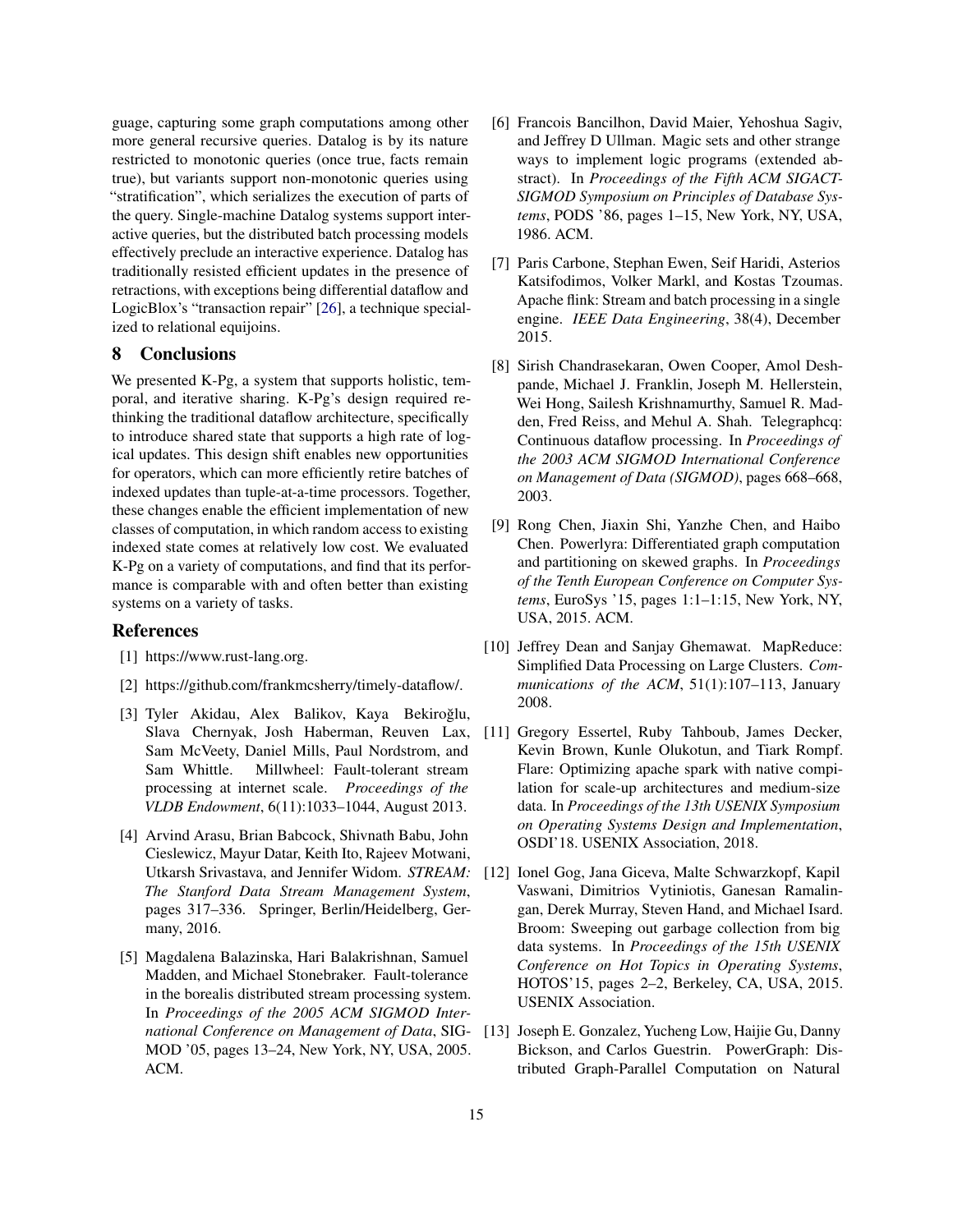guage, capturing some graph computations among other more general recursive queries. Datalog is by its nature restricted to monotonic queries (once true, facts remain true), but variants support non-monotonic queries using "stratification", which serializes the execution of parts of the query. Single-machine Datalog systems support interactive queries, but the distributed batch processing models effectively preclude an interactive experience. Datalog has traditionally resisted efficient updates in the presence of retractions, with exceptions being differential dataflow and LogicBlox's "transaction repair" [26], a technique specialized to relational equijoins.

## 8 Conclusions

We presented K-Pg, a system that supports holistic, temporal, and iterative sharing. K-Pg's design required rethinking the traditional dataflow architecture, specifically to introduce shared state that supports a high rate of logical updates. This design shift enables new opportunities for operators, which can more efficiently retire batches of indexed updates than tuple-at-a-time processors. Together, these changes enable the efficient implementation of new classes of computation, in which random access to existing indexed state comes at relatively low cost. We evaluated K-Pg on a variety of computations, and find that its performance is comparable with and often better than existing systems on a variety of tasks.

## References

[1] https://www.rust-lang.org.

[2] https://github.com/frankmcsherry/timely-dataflow/.

[3] Tyler Akidau, Alex Balikov, Kaya Bekiroğlu, Slava Chernyak, Josh Haberman, Reuven Lax, Sam McVeety, Daniel Mills, Paul Nordstrom, and Sam Whittle. Millwheel: Fault-tolerant stream processing at internet scale. *Proceedings of the VLDB Endowment*, 6(11):1033–1044, August 2013.

[4] Arvind Arasu, Brian Babcock, Shivnath Babu, John Cieslewicz, Mayur Datar, Keith Ito, Rajeev Motwani, Utkarsh Srivastava, and Jennifer Widom. *STREAM: The Stanford Data Stream Management System*, pages 317–336. Springer, Berlin/Heidelberg, Germany, 2016.

[5] Magdalena Balazinska, Hari Balakrishnan, Samuel Madden, and Michael Stonebraker. Fault-tolerance in the borealis distributed stream processing system. In *Proceedings of the 2005 ACM SIGMOD International Conference on Management of Data*, SIGMOD '05, pages 13–24, New York, NY, USA, 2005. ACM.

[6] Francois Bancilhon, David Maier, Yehoshua Sagiv, and Jeffrey D Ullman. Magic sets and other strange ways to implement logic programs (extended abstract). In *Proceedings of the Fifth ACM SIGACT-SIGMOD Symposium on Principles of Database Systems*, PODS '86, pages 1–15, New York, NY, USA, 1986. ACM.

[7] Paris Carbone, Stephan Ewen, Seif Haridi, Asterios Katsifodimos, Volker Markl, and Kostas Tzoumas. Apache flink: Stream and batch processing in a single engine. *IEEE Data Engineering*, 38(4), December 2015.

[8] Sirish Chandrasekaran, Owen Cooper, Amol Deshpande, Michael J. Franklin, Joseph M. Hellerstein, Wei Hong, Sailesh Krishnamurthy, Samuel R. Madden, Fred Reiss, and Mehul A. Shah. Telegraphcq: Continuous dataflow processing. In *Proceedings of the 2003 ACM SIGMOD International Conference on Management of Data (SIGMOD)*, pages 668–668, 2003.

[9] Rong Chen, Jiaxin Shi, Yanzhe Chen, and Haibo Chen. Powerlyra: Differentiated graph computation and partitioning on skewed graphs. In *Proceedings of the Tenth European Conference on Computer Systems*, EuroSys '15, pages 1:1–1:15, New York, NY, USA, 2015. ACM.

[10] Jeffrey Dean and Sanjay Ghemawat. MapReduce: Simplified Data Processing on Large Clusters. *Communications of the ACM*, 51(1):107–113, January 2008.

[11] Gregory Essertel, Ruby Tahboub, James Decker, Kevin Brown, Kunle Olukotun, and Tiark Rompf. Flare: Optimizing apache spark with native compilation for scale-up architectures and medium-size data. In *Proceedings of the 13th USENIX Symposium on Operating Systems Design and Implementation*, OSDI'18. USENIX Association, 2018.

[12] Ionel Gog, Jana Giceva, Malte Schwarzkopf, Kapil Vaswani, Dimitrios Vytiniotis, Ganesan Ramalingan, Derek Murray, Steven Hand, and Michael Isard. Broom: Sweeping out garbage collection from big data systems. In *Proceedings of the 15th USENIX Conference on Hot Topics in Operating Systems*, HOTOS'15, pages 2–2, Berkeley, CA, USA, 2015. USENIX Association.

[13] Joseph E. Gonzalez, Yucheng Low, Haijie Gu, Danny Bickson, and Carlos Guestrin. PowerGraph: Distributed Graph-Parallel Computation on Natural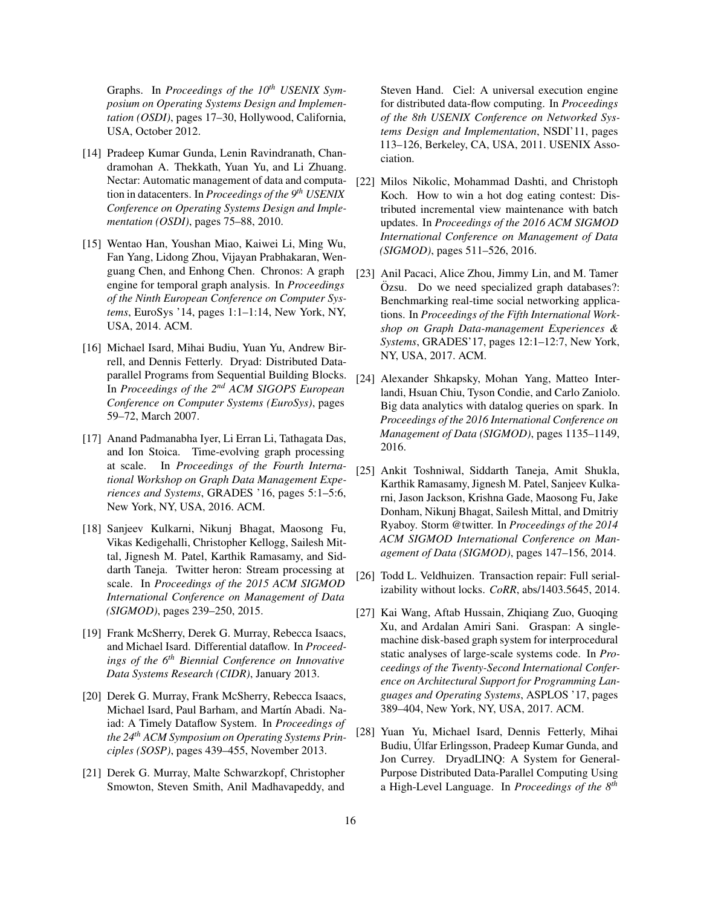Graphs. In *Proceedings of the 10th USENIX Symposium on Operating Systems Design and Implementation (OSDI)*, pages 17–30, Hollywood, California, USA, October 2012.

[14] Pradeep Kumar Gunda, Lenin Ravindranath, Chandramohan A. Thekkath, Yuan Yu, and Li Zhuang. Nectar: Automatic management of data and computation in datacenters. In *Proceedings of the 9th USENIX Conference on Operating Systems Design and Implementation (OSDI)*, pages 75–88, 2010.

[15] Wentao Han, Youshan Miao, Kaiwei Li, Ming Wu, Fan Yang, Lidong Zhou, Vijayan Prabhakaran, Wenguang Chen, and Enhong Chen. Chronos: A graph engine for temporal graph analysis. In *Proceedings of the Ninth European Conference on Computer Systems*, EuroSys '14, pages 1:1–1:14, New York, NY, USA, 2014. ACM.

[16] Michael Isard, Mihai Budiu, Yuan Yu, Andrew Birrell, and Dennis Fetterly. Dryad: Distributed Data-parallel Programs from Sequential Building Blocks. In *Proceedings of the 2nd ACM SIGOPS European Conference on Computer Systems (EuroSys)*, pages 59–72, March 2007.

[17] Anand Padmanabha Iyer, Li Erran Li, Tathagata Das, and Ion Stoica. Time-evolving graph processing at scale. In *Proceedings of the Fourth International Workshop on Graph Data Management Experiences and Systems*, GRADES '16, pages 5:1–5:6, New York, NY, USA, 2016. ACM.

[18] Sanjeev Kulkarni, Nikunj Bhagat, Maosong Fu, Vikas Kedigehalli, Christopher Kellogg, Sailesh Mittal, Jignesh M. Patel, Karthik Ramasamy, and Siddarth Taneja. Twitter heron: Stream processing at scale. In *Proceedings of the 2015 ACM SIGMOD International Conference on Management of Data (SIGMOD)*, pages 239–250, 2015.

[19] Frank McSherry, Derek G. Murray, Rebecca Isaacs, and Michael Isard. Differential dataflow. In *Proceedings of the 6th Biennial Conference on Innovative Data Systems Research (CIDR)*, January 2013.

[20] Derek G. Murray, Frank McSherry, Rebecca Isaacs, Michael Isard, Paul Barham, and Martín Abadi. Naiad: A Timely Dataflow System. In *Proceedings of the 24th ACM Symposium on Operating Systems Principles (SOSP)*, pages 439–455, November 2013.

[21] Derek G. Murray, Malte Schwarzkopf, Christopher Smowton, Steven Smith, Anil Madhavapeddy, and Steven Hand. Ciel: A universal execution engine for distributed data-flow computing. In *Proceedings of the 8th USENIX Conference on Networked Systems Design and Implementation*, NSDI'11, pages 113–126, Berkeley, CA, USA, 2011. USENIX Association.

[22] Milos Nikolic, Mohammad Dashti, and Christoph Koch. How to win a hot dog eating contest: Distributed incremental view maintenance with batch updates. In *Proceedings of the 2016 ACM SIGMOD International Conference on Management of Data (SIGMOD)*, pages 511–526, 2016.

[23] Anil Pacaci, Alice Zhou, Jimmy Lin, and M. Tamer Özsu. Do we need specialized graph databases?: Benchmarking real-time social networking applications. In *Proceedings of the Fifth International Workshop on Graph Data-management Experiences & Systems*, GRADES'17, pages 12:1–12:7, New York, NY, USA, 2017. ACM.

[24] Alexander Shkapsky, Mohan Yang, Matteo Interlandi, Hsuan Chiu, Tyson Condie, and Carlo Zaniolo. Big data analytics with datalog queries on spark. In *Proceedings of the 2016 International Conference on Management of Data (SIGMOD)*, pages 1135–1149, 2016.

[25] Ankit Toshniwal, Siddarth Taneja, Amit Shukla, Karthik Ramasamy, Jignesh M. Patel, Sanjeev Kulkarni, Jason Jackson, Krishna Gade, Maosong Fu, Jake Donham, Nikunj Bhagat, Sailesh Mittal, and Dmitriy Ryaboy. Storm @twitter. In *Proceedings of the 2014 ACM SIGMOD International Conference on Management of Data (SIGMOD)*, pages 147–156, 2014.

[26] Todd L. Veldhuizen. Transaction repair: Full serializability without locks. *CoRR*, abs/1403.5645, 2014.

[27] Kai Wang, Aftab Hussain, Zhiqiang Zuo, Guoqing Xu, and Ardalan Amiri Sani. Graspan: A single-machine disk-based graph system for interprocedural static analyses of large-scale systems code. In *Proceedings of the Twenty-Second International Conference on Architectural Support for Programming Languages and Operating Systems*, ASPLOS '17, pages 389–404, New York, NY, USA, 2017. ACM.

[28] Yuan Yu, Michael Isard, Dennis Fetterly, Mihai Budiu, Úlfar Erlingsson, Pradeep Kumar Gunda, and Jon Currey. DryadLINQ: A System for General-Purpose Distributed Data-Parallel Computing Using a High-Level Language. In *Proceedings of the 8th*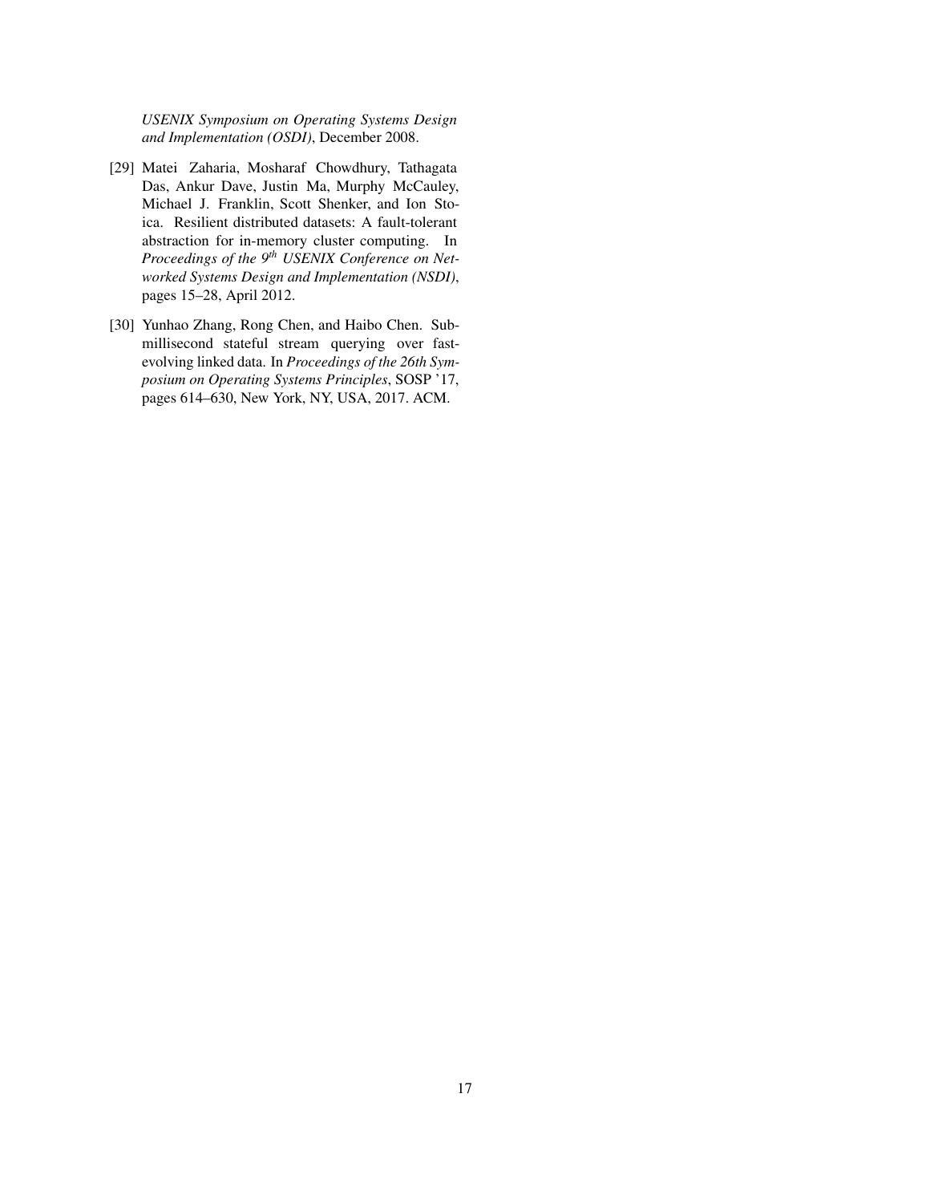*USENIX Symposium on Operating Systems Design and Implementation (OSDI)*, December 2008.

[29] Matei Zaharia, Mosharaf Chowdhury, Tathagata Das, Ankur Dave, Justin Ma, Murphy McCauley, Michael J. Franklin, Scott Shenker, and Ion Stoica. Resilient distributed datasets: A fault-tolerant abstraction for in-memory cluster computing. In *Proceedings of the 9th USENIX Conference on Networked Systems Design and Implementation (NSDI)*, pages 15–28, April 2012.

[30] Yunhao Zhang, Rong Chen, and Haibo Chen. Submillisecond stateful stream querying over fast-evolving linked data. In *Proceedings of the 26th Symposium on Operating Systems Principles*, SOSP '17, pages 614–630, New York, NY, USA, 2017. ACM.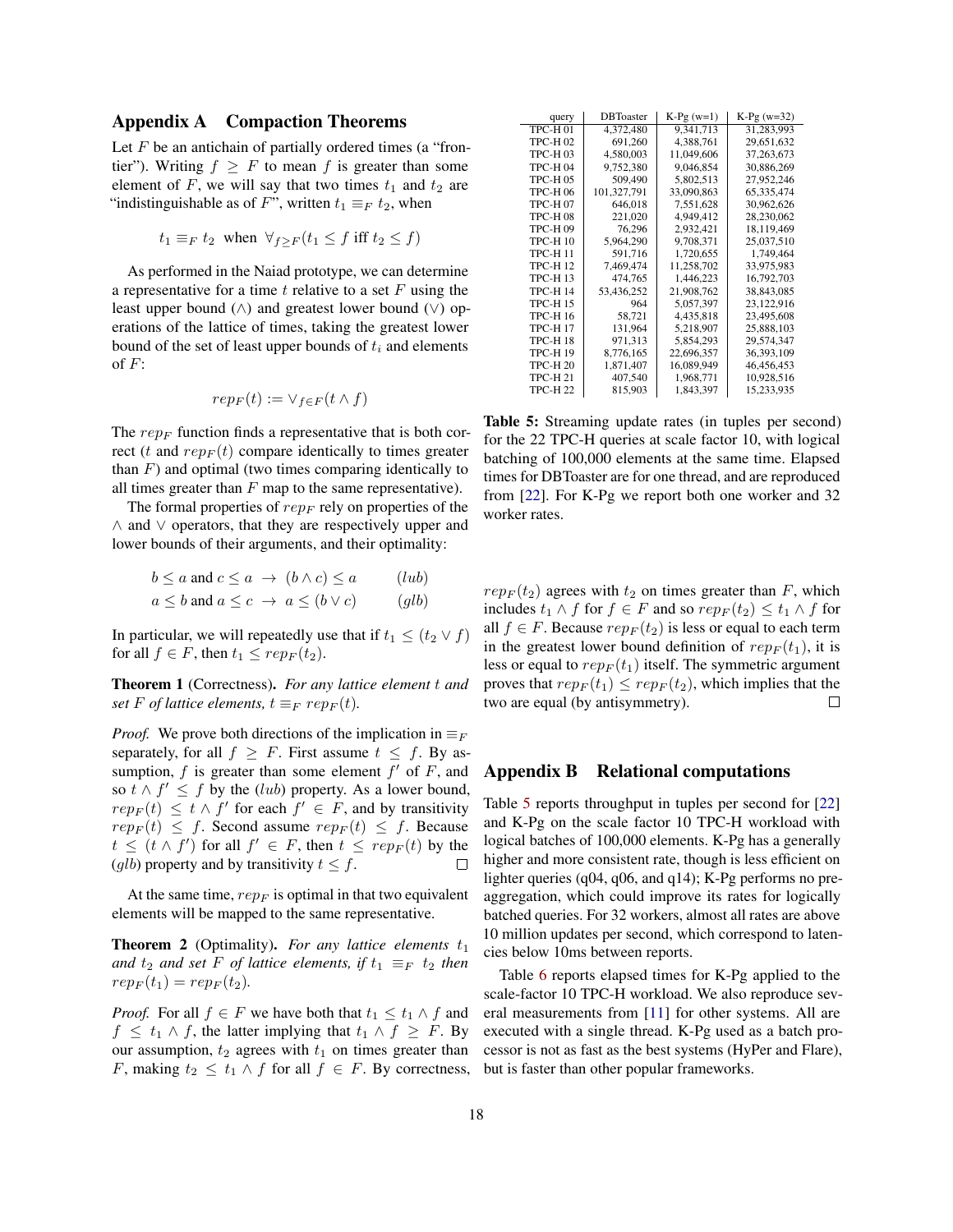## Appendix A Compaction Theorems

Let $F$ be an antichain of partially ordered times (a "frontier"). Writing $f \geq F$ to mean $f$ is greater than some element of $F$, we will say that two times $t_1$ and $t_2$ are "indistinguishable as of $F$", written $t_1 \equiv_F t_2$, when

$$t_1 \equiv_F t_2 \;\text{ when }\; \forall_{f \geq F}(t_1 \leq f \text{ iff } t_2 \leq f)$$

As performed in the Naiad prototype, we can determine a representative for a time $t$ relative to a set $F$ using the least upper bound ($\wedge$) and greatest lower bound ($\vee$) operations of the lattice of times, taking the greatest lower bound of the set of least upper bounds of $t_i$ and elements of $F$:

$$rep_F(t) := \vee_{f \in F}(t \wedge f)$$

The $rep_F$ function finds a representative that is both correct ($t$ and $rep_F(t)$ compare identically to times greater than $F$) and optimal (two times comparing identically to all times greater than $F$ map to the same representative).

The formal properties of $rep_F$ rely on properties of the $\wedge$ and $\vee$ operators, that they are respectively upper and lower bounds of their arguments, and their optimality:

$$b \leq a \text{ and } c \leq a \;\rightarrow\; (b \wedge c) \leq a \qquad (lub)$$
$$a \leq b \text{ and } a \leq c \;\rightarrow\; a \leq (b \vee c) \qquad (glb)$$

In particular, we will repeatedly use that if $t_1 \leq (t_2 \vee f)$ for all $f \in F$, then $t_1 \leq rep_F(t_2)$.

**Theorem 1** (Correctness)**.** *For any lattice element $t$ and set $F$ of lattice elements, $t \equiv_F rep_F(t)$.*

*Proof.* We prove both directions of the implication in $\equiv_F$ separately, for all $f \geq F$. First assume $t \leq f$. By assumption, $f$ is greater than some element $f'$ of $F$, and so $t \wedge f' \leq f$ by the $(lub)$ property. As a lower bound, $rep_F(t) \leq t \wedge f'$ for each $f' \in F$, and by transitivity $rep_F(t) \leq f$. Second assume $rep_F(t) \leq f$. Because $t \leq (t \wedge f')$ for all $f' \in F$, then $t \leq rep_F(t)$ by the $(glb)$ property and by transitivity $t \leq f$. □

At the same time, $rep_F$ is optimal in that two equivalent elements will be mapped to the same representative.

**Theorem 2** (Optimality)**.** *For any lattice elements $t_1$ and $t_2$ and set $F$ of lattice elements, if $t_1 \equiv_F t_2$ then $rep_F(t_1) = rep_F(t_2)$.*

*Proof.* For all $f \in F$ we have both that $t_1 \leq t_1 \wedge f$ and $f \leq t_1 \wedge f$, the latter implying that $t_1 \wedge f \geq F$. By our assumption, $t_2$ agrees with $t_1$ on times greater than $F$, making $t_2 \leq t_1 \wedge f$ for all $f \in F$. By correctness, $rep_F(t_2)$ agrees with $t_2$ on times greater than $F$, which includes $t_1 \wedge f$ for $f \in F$ and so $rep_F(t_2) \leq t_1 \wedge f$ for all $f \in F$. Because $rep_F(t_2)$ is less or equal to each term in the greatest lower bound definition of $rep_F(t_1)$, it is less or equal to $rep_F(t_1)$ itself. The symmetric argument proves that $rep_F(t_1) \leq rep_F(t_2)$, which implies that the two are equal (by antisymmetry). □

| query | DBToaster | K-Pg (w=1) | K-Pg (w=32) |
|---|---|---|---|
| TPC-H 01 | 4,372,480 | 9,341,713 | 31,283,993 |
| TPC-H 02 | 691,260 | 4,388,761 | 29,651,632 |
| TPC-H 03 | 4,580,003 | 11,049,606 | 37,263,673 |
| TPC-H 04 | 9,752,380 | 9,046,854 | 30,886,269 |
| TPC-H 05 | 509,490 | 5,802,513 | 27,952,246 |
| TPC-H 06 | 101,327,791 | 33,090,863 | 65,335,474 |
| TPC-H 07 | 646,018 | 7,551,628 | 30,962,626 |
| TPC-H 08 | 221,020 | 4,949,412 | 28,230,062 |
| TPC-H 09 | 76,296 | 2,932,421 | 18,119,469 |
| TPC-H 10 | 5,964,290 | 9,708,371 | 25,037,510 |
| TPC-H 11 | 591,716 | 1,720,655 | 1,749,464 |
| TPC-H 12 | 7,469,474 | 11,258,702 | 33,975,983 |
| TPC-H 13 | 474,765 | 1,446,223 | 16,792,703 |
| TPC-H 14 | 53,436,252 | 21,908,762 | 38,843,085 |
| TPC-H 15 | 964 | 5,057,397 | 23,122,916 |
| TPC-H 16 | 58,721 | 4,435,818 | 23,495,608 |
| TPC-H 17 | 131,964 | 5,218,907 | 25,888,103 |
| TPC-H 18 | 971,313 | 5,854,293 | 29,574,347 |
| TPC-H 19 | 8,776,165 | 22,696,357 | 36,393,109 |
| TPC-H 20 | 1,871,407 | 16,089,949 | 46,456,453 |
| TPC-H 21 | 407,540 | 1,968,771 | 10,928,516 |
| TPC-H 22 | 815,903 | 1,843,397 | 15,233,935 |

**Table 5:** Streaming update rates (in tuples per second) for the 22 TPC-H queries at scale factor 10, with logical batching of 100,000 elements at the same time. Elapsed times for DBToaster are for one thread, and are reproduced from [22]. For K-Pg we report both one worker and 32 worker rates.

## Appendix B Relational computations

Table 5 reports throughput in tuples per second for [22] and K-Pg on the scale factor 10 TPC-H workload with logical batches of 100,000 elements. K-Pg has a generally higher and more consistent rate, though is less efficient on lighter queries (q04, q06, and q14); K-Pg performs no pre-aggregation, which could improve its rates for logically batched queries. For 32 workers, almost all rates are above 10 million updates per second, which correspond to latencies below 10ms between reports.

Table 6 reports elapsed times for K-Pg applied to the scale-factor 10 TPC-H workload. We also reproduce several measurements from [11] for other systems. All are executed with a single thread. K-Pg used as a batch processor is not as fast as the best systems (HyPer and Flare), but is faster than other popular frameworks.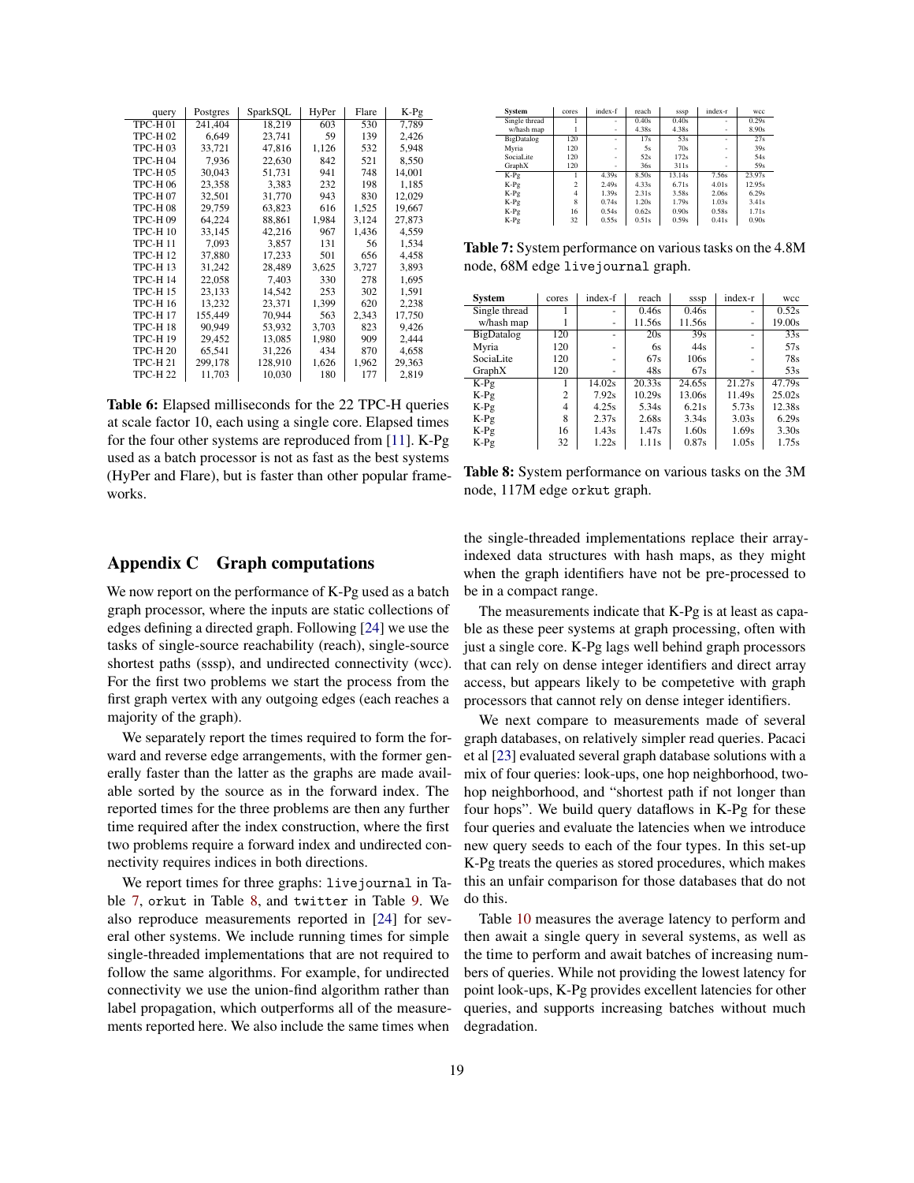| query | Postgres | SparkSQL | HyPer | Flare | K-Pg |
| --- | --- | --- | --- | --- | --- |
| TPC-H 01 | 241,404 | 18,219 | 603 | 530 | 7,789 |
| TPC-H 02 | 6,649 | 23,741 | 59 | 139 | 2,426 |
| TPC-H 03 | 33,721 | 47,816 | 1,126 | 532 | 5,948 |
| TPC-H 04 | 7,936 | 22,630 | 842 | 521 | 8,550 |
| TPC-H 05 | 30,043 | 51,731 | 941 | 748 | 14,001 |
| TPC-H 06 | 23,358 | 3,383 | 232 | 198 | 1,185 |
| TPC-H 07 | 32,501 | 31,770 | 943 | 830 | 12,029 |
| TPC-H 08 | 29,759 | 63,823 | 616 | 1,525 | 19,667 |
| TPC-H 09 | 64,224 | 88,861 | 1,984 | 3,124 | 27,873 |
| TPC-H 10 | 33,145 | 42,216 | 967 | 1,436 | 4,559 |
| TPC-H 11 | 7,093 | 3,857 | 131 | 56 | 1,534 |
| TPC-H 12 | 37,880 | 17,233 | 501 | 656 | 4,458 |
| TPC-H 13 | 31,242 | 28,489 | 3,625 | 3,727 | 3,893 |
| TPC-H 14 | 22,058 | 7,403 | 330 | 278 | 1,695 |
| TPC-H 15 | 23,133 | 14,542 | 253 | 302 | 1,591 |
| TPC-H 16 | 13,232 | 23,371 | 1,399 | 620 | 2,238 |
| TPC-H 17 | 155,449 | 70,944 | 563 | 2,343 | 17,750 |
| TPC-H 18 | 90,949 | 53,932 | 3,703 | 823 | 9,426 |
| TPC-H 19 | 29,452 | 13,085 | 1,980 | 909 | 2,444 |
| TPC-H 20 | 65,541 | 31,226 | 434 | 870 | 4,658 |
| TPC-H 21 | 299,178 | 128,910 | 1,626 | 1,962 | 29,363 |
| TPC-H 22 | 11,703 | 10,030 | 180 | 177 | 2,819 |

**Table 6:** Elapsed milliseconds for the 22 TPC-H queries at scale factor 10, each using a single core. Elapsed times for the four other systems are reproduced from [11]. K-Pg used as a batch processor is not as fast as the best systems (HyPer and Flare), but is faster than other popular frameworks.

## Appendix C Graph computations

We now report on the performance of K-Pg used as a batch graph processor, where the inputs are static collections of edges defining a directed graph. Following [24] we use the tasks of single-source reachability (reach), single-source shortest paths (sssp), and undirected connectivity (wcc). For the first two problems we start the process from the first graph vertex with any outgoing edges (each reaches a majority of the graph).

We separately report the times required to form the forward and reverse edge arrangements, with the former generally faster than the latter as the graphs are made available sorted by the source as in the forward index. The reported times for the three problems are then any further time required after the index construction, where the first two problems require a forward index and undirected connectivity requires indices in both directions.

We report times for three graphs: `livejournal` in Table 7, `orkut` in Table 8, and `twitter` in Table 9. We also reproduce measurements reported in [24] for several other systems. We include running times for simple single-threaded implementations that are not required to follow the same algorithms. For example, for undirected connectivity we use the union-find algorithm rather than label propagation, which outperforms all of the measurements reported here. We also include the same times when the single-threaded implementations replace their array-indexed data structures with hash maps, as they might when the graph identifiers have not be pre-processed to be in a compact range.

| System | cores | index-f | reach | sssp | index-r | wcc |
| --- | --- | --- | --- | --- | --- | --- |
| Single thread | 1 | - | 0.40s | 0.40s | - | 0.29s |
| w/hash map | 1 | - | 4.38s | 4.38s | - | 8.90s |
| BigDatalog | 120 | - | 17s | 53s | - | 27s |
| Myria | 120 | - | 5s | 70s | - | 39s |
| SociaLite | 120 | - | 52s | 172s | - | 54s |
| GraphX | 120 | - | 36s | 311s | - | 59s |
| K-Pg | 1 | 4.39s | 8.50s | 13.14s | 7.56s | 23.97s |
| K-Pg | 2 | 2.49s | 4.33s | 6.71s | 4.01s | 12.95s |
| K-Pg | 4 | 1.39s | 2.31s | 3.58s | 2.06s | 6.29s |
| K-Pg | 8 | 0.74s | 1.20s | 1.79s | 1.03s | 3.41s |
| K-Pg | 16 | 0.54s | 0.62s | 0.90s | 0.58s | 1.71s |
| K-Pg | 32 | 0.55s | 0.51s | 0.59s | 0.41s | 0.90s |

**Table 7:** System performance on various tasks on the 4.8M node, 68M edge `livejournal` graph.

| System | cores | index-f | reach | sssp | index-r | wcc |
| --- | --- | --- | --- | --- | --- | --- |
| Single thread | 1 | - | 0.46s | 0.46s | - | 0.52s |
| w/hash map | 1 | - | 11.56s | 11.56s | - | 19.00s |
| BigDatalog | 120 | - | 20s | 39s | - | 33s |
| Myria | 120 | - | 6s | 44s | - | 57s |
| SociaLite | 120 | - | 67s | 106s | - | 78s |
| GraphX | 120 | - | 48s | 67s | - | 53s |
| K-Pg | 1 | 14.02s | 20.33s | 24.65s | 21.27s | 47.79s |
| K-Pg | 2 | 7.92s | 10.29s | 13.06s | 11.49s | 25.02s |
| K-Pg | 4 | 4.25s | 5.34s | 6.21s | 5.73s | 12.38s |
| K-Pg | 8 | 2.37s | 2.68s | 3.34s | 3.03s | 6.29s |
| K-Pg | 16 | 1.43s | 1.47s | 1.60s | 1.69s | 3.30s |
| K-Pg | 32 | 1.22s | 1.11s | 0.87s | 1.05s | 1.75s |

**Table 8:** System performance on various tasks on the 3M node, 117M edge `orkut` graph.

The measurements indicate that K-Pg is at least as capable as these peer systems at graph processing, often with just a single core. K-Pg lags well behind graph processors that can rely on dense integer identifiers and direct array access, but appears likely to be competetive with graph processors that cannot rely on dense integer identifiers.

We next compare to measurements made of several graph databases, on relatively simpler read queries. Pacaci et al [23] evaluated several graph database solutions with a mix of four queries: look-ups, one hop neighborhood, two-hop neighborhood, and "shortest path if not longer than four hops". We build query dataflows in K-Pg for these four queries and evaluate the latencies when we introduce new query seeds to each of the four types. In this set-up K-Pg treats the queries as stored procedures, which makes this an unfair comparison for those databases that do not do this.

Table 10 measures the average latency to perform and then await a single query in several systems, as well as the time to perform and await batches of increasing numbers of queries. While not providing the lowest latency for point look-ups, K-Pg provides excellent latencies for other queries, and supports increasing batches without much degradation.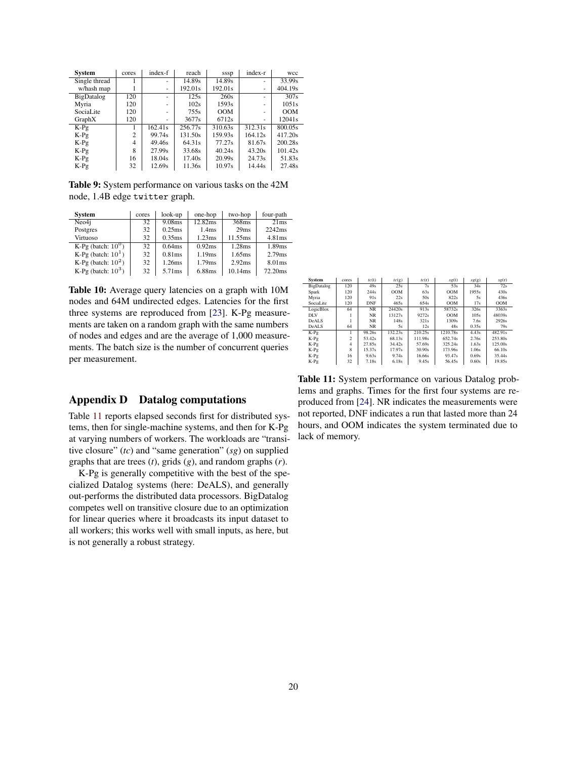| System | cores | index-f | reach | sssp | index-r | wcc |
|---|---|---|---|---|---|---|
| Single thread | 1 | - | 14.89s | 14.89s | - | 33.99s |
| w/hash map | 1 | - | 192.01s | 192.01s | - | 404.19s |
| BigDatalog | 120 | - | 125s | 260s | - | 307s |
| Myria | 120 | - | 102s | 1593s | - | 1051s |
| SociaLite | 120 | - | 755s | OOM | - | OOM |
| GraphX | 120 | - | 3677s | 6712s | - | 12041s |
| K-Pg | 1 | 162.41s | 256.77s | 310.63s | 312.31s | 800.05s |
| K-Pg | 2 | 99.74s | 131.50s | 159.93s | 164.12s | 417.20s |
| K-Pg | 4 | 49.46s | 64.31s | 77.27s | 81.67s | 200.28s |
| K-Pg | 8 | 27.99s | 33.68s | 40.24s | 43.20s | 101.42s |
| K-Pg | 16 | 18.04s | 17.40s | 20.99s | 24.73s | 51.83s |
| K-Pg | 32 | 12.69s | 11.36s | 10.97s | 14.44s | 27.48s |

**Table 9:** System performance on various tasks on the 42M node, 1.4B edge `twitter` graph.

| System | cores | look-up | one-hop | two-hop | four-path |
|---|---|---|---|---|---|
| Neo4j | 32 | 9.08ms | 12.82ms | 368ms | 21ms |
| Postgres | 32 | 0.25ms | 1.4ms | 29ms | 2242ms |
| Virtuoso | 32 | 0.35ms | 1.23ms | 11.55ms | 4.81ms |
| K-Pg (batch: $10^0$) | 32 | 0.64ms | 0.92ms | 1.28ms | 1.89ms |
| K-Pg (batch: $10^1$) | 32 | 0.81ms | 1.19ms | 1.65ms | 2.79ms |
| K-Pg (batch: $10^2$) | 32 | 1.26ms | 1.79ms | 2.92ms | 8.01ms |
| K-Pg (batch: $10^3$) | 32 | 5.71ms | 6.88ms | 10.14ms | 72.20ms |

**Table 10:** Average query latencies on a graph with 10M nodes and 64M undirected edges. Latencies for the first three systems are reproduced from [23]. K-Pg measurements are taken on a random graph with the same numbers of nodes and edges and are the average of 1,000 measurements. The batch size is the number of concurrent queries per measurement.

## Appendix D Datalog computations

Table 11 reports elapsed seconds first for distributed systems, then for single-machine systems, and then for K-Pg at varying numbers of workers. The workloads are "transitive closure" (*tc*) and "same generation" (*sg*) on supplied graphs that are trees (*t*), grids (*g*), and random graphs (*r*).

K-Pg is generally competitive with the best of the specialized Datalog systems (here: DeALS), and generally out-performs the distributed data processors. BigDatalog competes well on transitive closure due to an optimization for linear queries where it broadcasts its input dataset to all workers; this works well with small inputs, as here, but is not generally a robust strategy.

| System | cores | *tc*(t) | *tc*(g) | *tc*(r) | *sg*(t) | *sg*(g) | *sg*(r) |
|---|---|---|---|---|---|---|---|
| BigDatalog | 120 | 49s | 25s | 7s | 53s | 34s | 72s |
| Spark | 120 | 244s | OOM | 63s | OOM | 1955s | 430s |
| Myria | 120 | 91s | 22s | 50s | 822s | 5s | 436s |
| SociaLite | 120 | DNF | 465s | 654s | OOM | 17s | OOM |
| LogicBlox | 64 | NR | 24420s | 913s | 58732s | 326s | 3363s |
| DLV | 1 | NR | 13127s | 9272s | OOM | 105s | 48039s |
| DeALS | 1 | NR | 148s | 321s | 1309s | 7.6s | 2926s |
| DeALS | 64 | NR | 5s | 12s | 48s | 0.35s | 79s |
| K-Pg | 1 | 98.26s | 132.23s | 210.25s | 1210.78s | 4.43s | 482.91s |
| K-Pg | 2 | 53.42s | 68.13s | 111.98s | 652.74s | 2.76s | 253.80s |
| K-Pg | 4 | 27.85s | 34.42s | 57.69s | 325.24s | 1.63s | 125.00s |
| K-Pg | 8 | 15.37s | 17.97s | 30.90s | 173.96s | 1.06s | 66.10s |
| K-Pg | 16 | 9.63s | 9.74s | 16.66s | 93.47s | 0.69s | 35.44s |
| K-Pg | 32 | 7.18s | 6.18s | 9.45s | 56.45s | 0.60s | 19.85s |

**Table 11:** System performance on various Datalog problems and graphs. Times for the first four systems are reproduced from [24]. NR indicates the measurements were not reported, DNF indicates a run that lasted more than 24 hours, and OOM indicates the system terminated due to lack of memory.